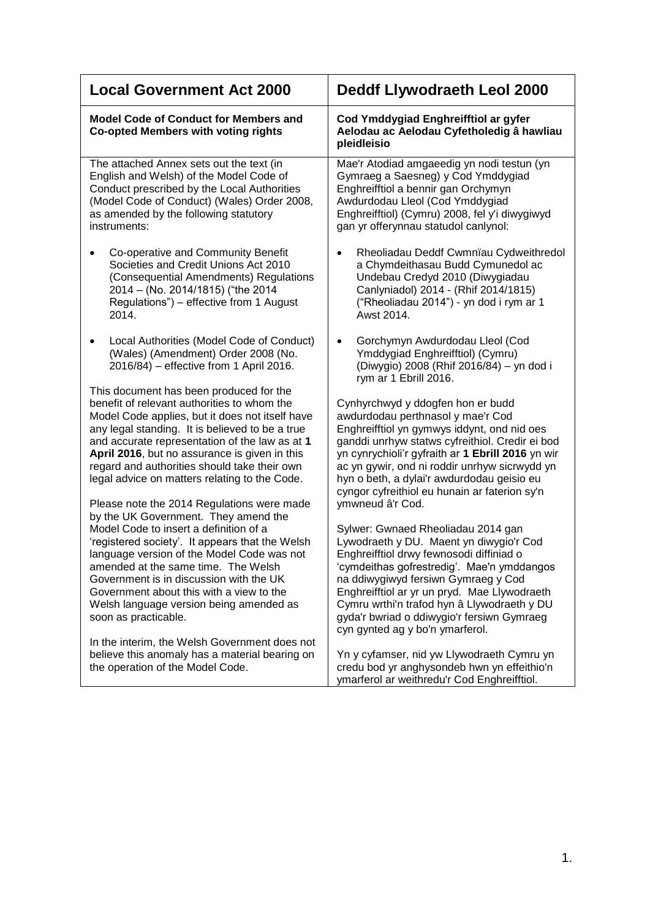| Local Government Act 2000 | Deddf Llywodraeth Leol 2000 |
| --- | --- |
| **Model Code of Conduct for Members and Co-opted Members with voting rights** | **Cod Ymddygiad Enghreifftiol ar gyfer Aelodau ac Aelodau Cyfetholedig â hawliau pleidleisio** |
| The attached Annex sets out the text (in English and Welsh) of the Model Code of Conduct prescribed by the Local Authorities (Model Code of Conduct) (Wales) Order 2008, as amended by the following statutory instruments:<br><br>• Co-operative and Community Benefit Societies and Credit Unions Act 2010 (Consequential Amendments) Regulations 2014 – (No. 2014/1815) ("the 2014 Regulations") – effective from 1 August 2014.<br><br>• Local Authorities (Model Code of Conduct) (Wales) (Amendment) Order 2008 (No. 2016/84) – effective from 1 April 2016.<br><br>This document has been produced for the benefit of relevant authorities to whom the Model Code applies, but it does not itself have any legal standing. It is believed to be a true and accurate representation of the law as at **1 April 2016**, but no assurance is given in this regard and authorities should take their own legal advice on matters relating to the Code.<br><br>Please note the 2014 Regulations were made by the UK Government. They amend the Model Code to insert a definition of a 'registered society'. It appears that the Welsh language version of the Model Code was not amended at the same time. The Welsh Government is in discussion with the UK Government about this with a view to the Welsh language version being amended as soon as practicable.<br><br>In the interim, the Welsh Government does not believe this anomaly has a material bearing on the operation of the Model Code. | Mae'r Atodiad amgaeedig yn nodi testun (yn Gymraeg a Saesneg) y Cod Ymddygiad Enghreifftiol a bennir gan Orchymyn Awdurdodau Lleol (Cod Ymddygiad Enghreifftiol) (Cymru) 2008, fel y'i diwygiwyd gan yr offerynnau statudol canlynol:<br><br>• Rheoliadau Deddf Cwmnïau Cydweithredol a Chymdeithasau Budd Cymunedol ac Undebau Credyd 2010 (Diwygiadau Canlyniadol) 2014 - (Rhif 2014/1815) ("Rheoliadau 2014") - yn dod i rym ar 1 Awst 2014.<br><br>• Gorchymyn Awdurdodau Lleol (Cod Ymddygiad Enghreifftiol) (Cymru) (Diwygio) 2008 (Rhif 2016/84) – yn dod i rym ar 1 Ebrill 2016.<br><br>Cynhyrchwyd y ddogfen hon er budd awdurdodau perthnasol y mae'r Cod Enghreifftiol yn gymwys iddynt, ond nid oes ganddi unrhyw statws cyfreithiol. Credir ei bod yn cynrychioli'r gyfraith ar **1 Ebrill 2016** yn wir ac yn gywir, ond ni roddir unrhyw sicrwydd yn hyn o beth, a dylai'r awdurdodau geisio eu cyngor cyfreithiol eu hunain ar faterion sy'n ymwneud â'r Cod.<br><br>Sylwer: Gwnaed Rheoliadau 2014 gan Lywodraeth y DU. Maent yn diwygio'r Cod Enghreifftiol drwy fewnosodi diffiniad o 'cymdeithas gofrestredig'. Mae'n ymddangos na ddiwygiwyd fersiwn Gymraeg y Cod Enghreifftiol ar yr un pryd. Mae Llywodraeth Cymru wrthi'n trafod hyn â Llywodraeth y DU gyda'r bwriad o ddiwygio'r fersiwn Gymraeg cyn gynted ag y bo'n ymarferol.<br><br>Yn y cyfamser, nid yw Llywodraeth Cymru yn credu bod yr anghysondeb hwn yn effeithio'n ymarferol ar weithredu'r Cod Enghreifftiol. |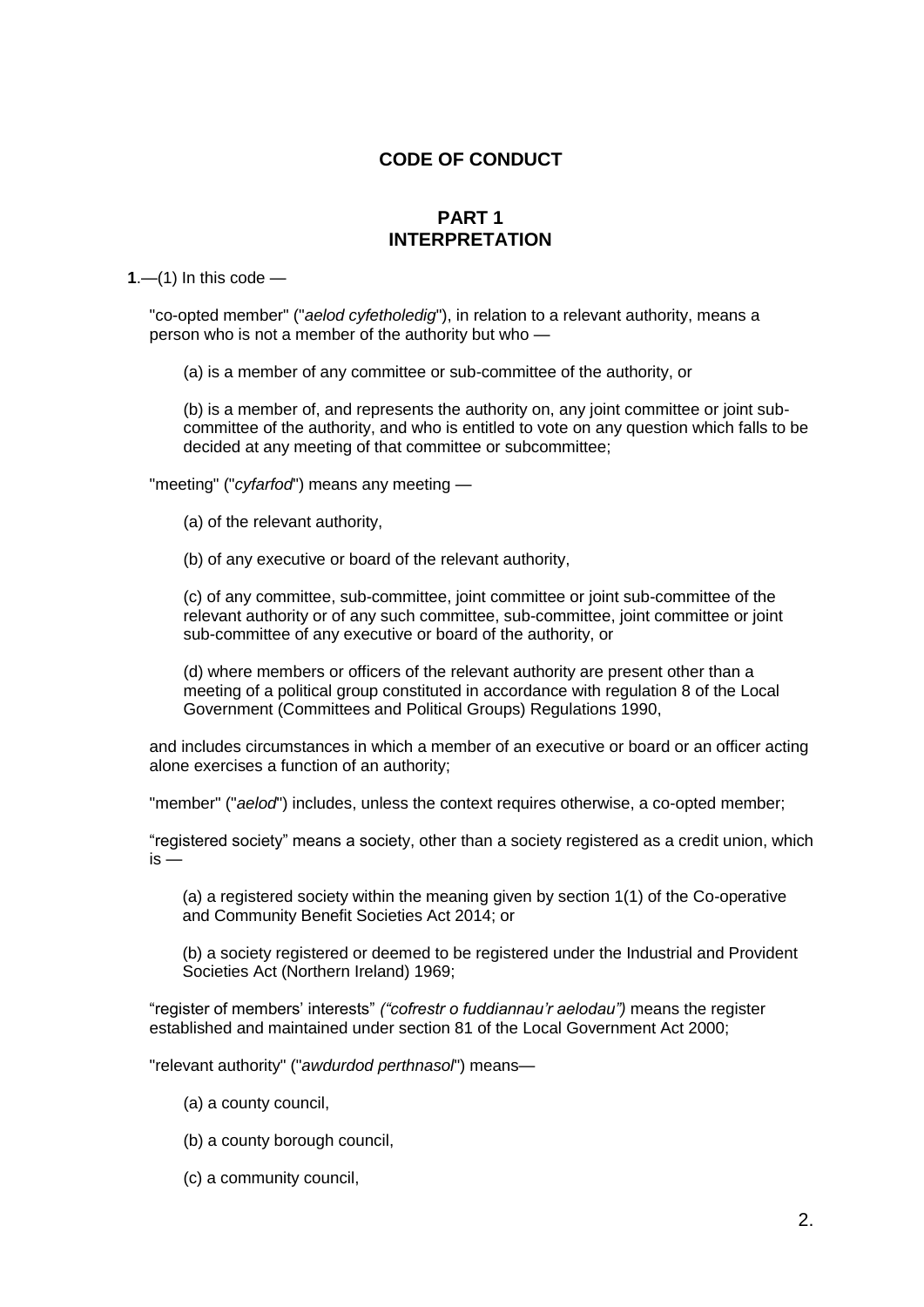# CODE OF CONDUCT

## PART 1
## INTERPRETATION

**1**.—(1) In this code —

"co-opted member" ("*aelod cyfetholedig*"), in relation to a relevant authority, means a person who is not a member of the authority but who —

(a) is a member of any committee or sub-committee of the authority, or

(b) is a member of, and represents the authority on, any joint committee or joint sub-committee of the authority, and who is entitled to vote on any question which falls to be decided at any meeting of that committee or subcommittee;

"meeting" ("*cyfarfod*") means any meeting —

(a) of the relevant authority,

(b) of any executive or board of the relevant authority,

(c) of any committee, sub-committee, joint committee or joint sub-committee of the relevant authority or of any such committee, sub-committee, joint committee or joint sub-committee of any executive or board of the authority, or

(d) where members or officers of the relevant authority are present other than a meeting of a political group constituted in accordance with regulation 8 of the Local Government (Committees and Political Groups) Regulations 1990,

and includes circumstances in which a member of an executive or board or an officer acting alone exercises a function of an authority;

"member" ("*aelod*") includes, unless the context requires otherwise, a co-opted member;

"registered society" means a society, other than a society registered as a credit union, which is —

(a) a registered society within the meaning given by section 1(1) of the Co-operative and Community Benefit Societies Act 2014; or

(b) a society registered or deemed to be registered under the Industrial and Provident Societies Act (Northern Ireland) 1969;

"register of members' interests" *("cofrestr o fuddiannau'r aelodau")* means the register established and maintained under section 81 of the Local Government Act 2000;

"relevant authority" ("*awdurdod perthnasol*") means—

(a) a county council,

(b) a county borough council,

(c) a community council,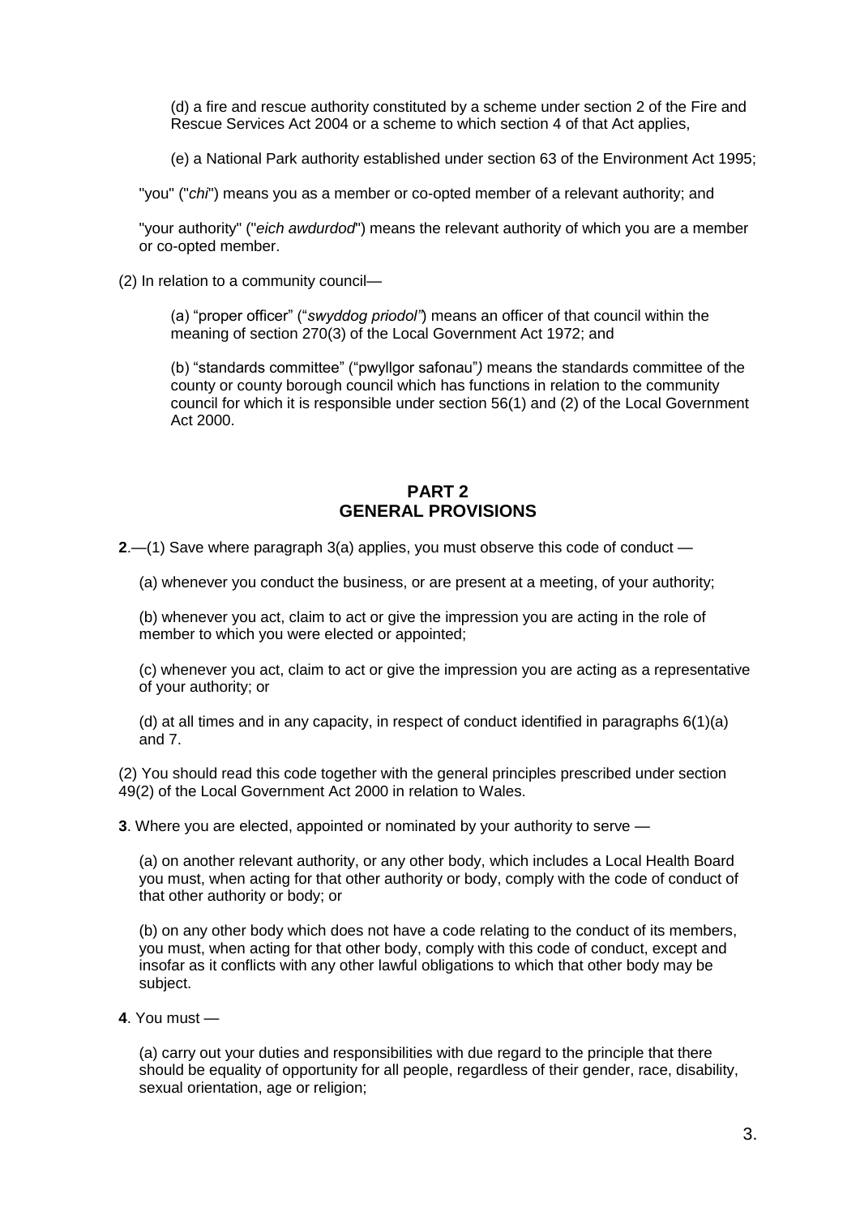(d) a fire and rescue authority constituted by a scheme under section 2 of the Fire and Rescue Services Act 2004 or a scheme to which section 4 of that Act applies,

(e) a National Park authority established under section 63 of the Environment Act 1995;

"you" ("*chi*") means you as a member or co-opted member of a relevant authority; and

"your authority" ("*eich awdurdod*") means the relevant authority of which you are a member or co-opted member.

(2) In relation to a community council—

(a) "proper officer" ("*swyddog priodol*") means an officer of that council within the meaning of section 270(3) of the Local Government Act 1972; and

(b) "standards committee" ("pwyllgor safonau"*)* means the standards committee of the county or county borough council which has functions in relation to the community council for which it is responsible under section 56(1) and (2) of the Local Government Act 2000.

## PART 2
## GENERAL PROVISIONS

**2**.—(1) Save where paragraph 3(a) applies, you must observe this code of conduct —

(a) whenever you conduct the business, or are present at a meeting, of your authority;

(b) whenever you act, claim to act or give the impression you are acting in the role of member to which you were elected or appointed;

(c) whenever you act, claim to act or give the impression you are acting as a representative of your authority; or

(d) at all times and in any capacity, in respect of conduct identified in paragraphs 6(1)(a) and 7.

(2) You should read this code together with the general principles prescribed under section 49(2) of the Local Government Act 2000 in relation to Wales.

**3**. Where you are elected, appointed or nominated by your authority to serve —

(a) on another relevant authority, or any other body, which includes a Local Health Board you must, when acting for that other authority or body, comply with the code of conduct of that other authority or body; or

(b) on any other body which does not have a code relating to the conduct of its members, you must, when acting for that other body, comply with this code of conduct, except and insofar as it conflicts with any other lawful obligations to which that other body may be subject.

**4**. You must —

(a) carry out your duties and responsibilities with due regard to the principle that there should be equality of opportunity for all people, regardless of their gender, race, disability, sexual orientation, age or religion;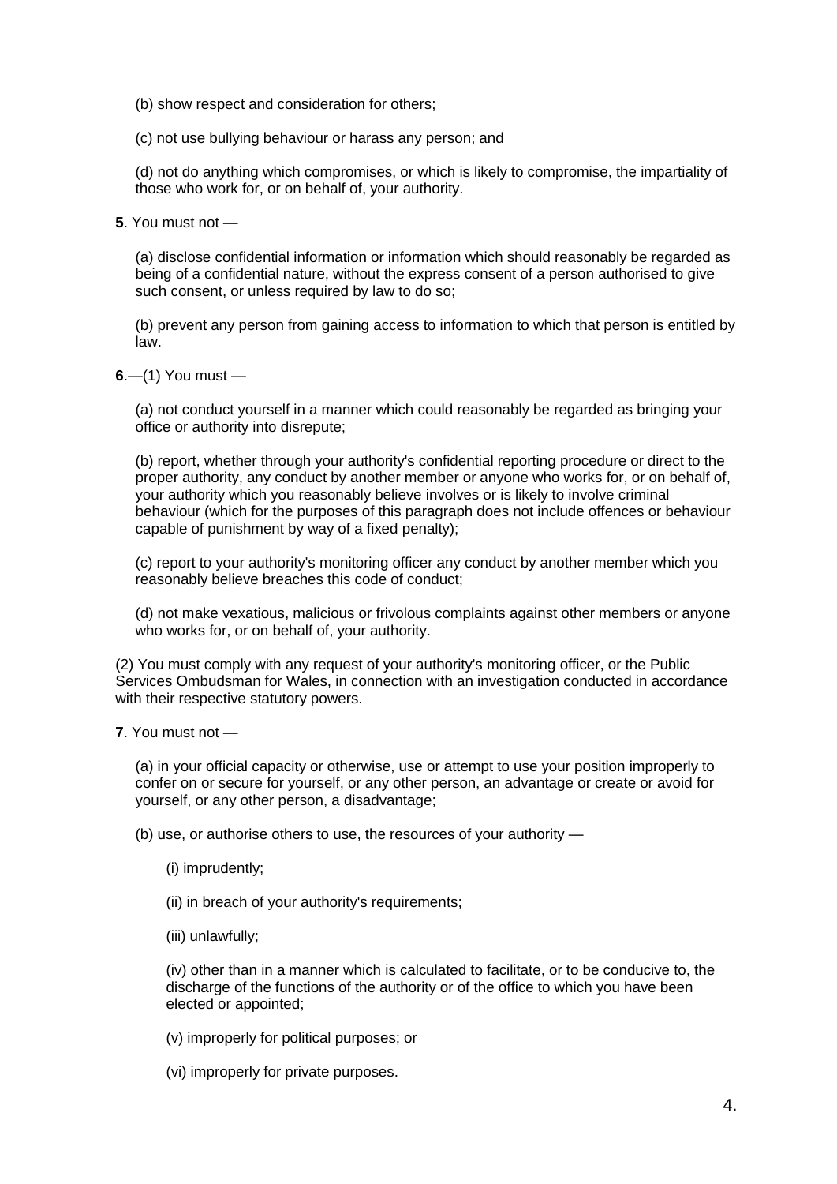(b) show respect and consideration for others;

(c) not use bullying behaviour or harass any person; and

(d) not do anything which compromises, or which is likely to compromise, the impartiality of those who work for, or on behalf of, your authority.

**5**. You must not —

(a) disclose confidential information or information which should reasonably be regarded as being of a confidential nature, without the express consent of a person authorised to give such consent, or unless required by law to do so;

(b) prevent any person from gaining access to information to which that person is entitled by law.

**6**.—(1) You must —

(a) not conduct yourself in a manner which could reasonably be regarded as bringing your office or authority into disrepute;

(b) report, whether through your authority's confidential reporting procedure or direct to the proper authority, any conduct by another member or anyone who works for, or on behalf of, your authority which you reasonably believe involves or is likely to involve criminal behaviour (which for the purposes of this paragraph does not include offences or behaviour capable of punishment by way of a fixed penalty);

(c) report to your authority's monitoring officer any conduct by another member which you reasonably believe breaches this code of conduct;

(d) not make vexatious, malicious or frivolous complaints against other members or anyone who works for, or on behalf of, your authority.

(2) You must comply with any request of your authority's monitoring officer, or the Public Services Ombudsman for Wales, in connection with an investigation conducted in accordance with their respective statutory powers.

**7**. You must not —

(a) in your official capacity or otherwise, use or attempt to use your position improperly to confer on or secure for yourself, or any other person, an advantage or create or avoid for yourself, or any other person, a disadvantage;

(b) use, or authorise others to use, the resources of your authority —

(i) imprudently;

(ii) in breach of your authority's requirements;

(iii) unlawfully;

(iv) other than in a manner which is calculated to facilitate, or to be conducive to, the discharge of the functions of the authority or of the office to which you have been elected or appointed;

(v) improperly for political purposes; or

(vi) improperly for private purposes.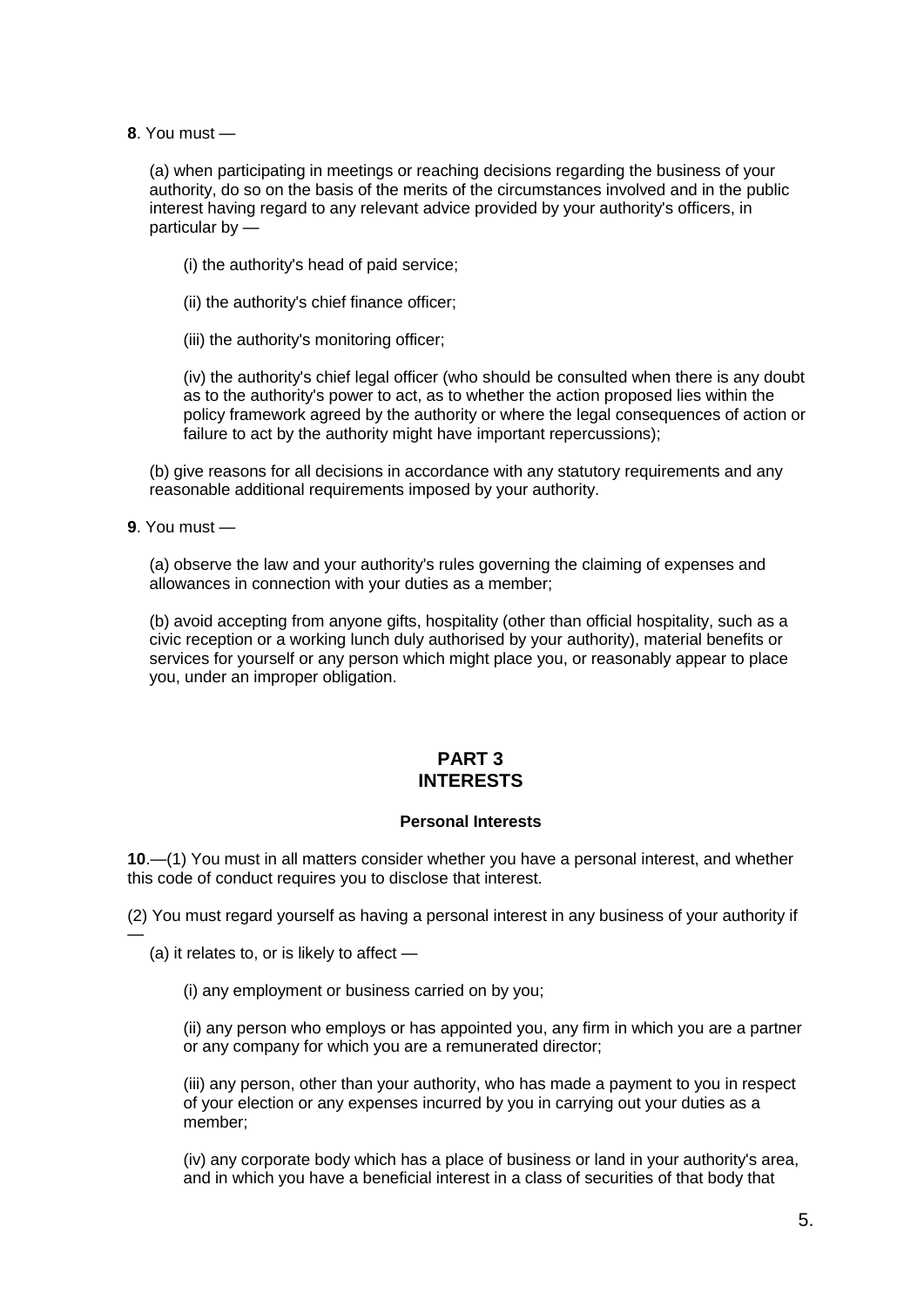**8**. You must —

(a) when participating in meetings or reaching decisions regarding the business of your authority, do so on the basis of the merits of the circumstances involved and in the public interest having regard to any relevant advice provided by your authority's officers, in particular by —

(i) the authority's head of paid service;

(ii) the authority's chief finance officer;

(iii) the authority's monitoring officer;

(iv) the authority's chief legal officer (who should be consulted when there is any doubt as to the authority's power to act, as to whether the action proposed lies within the policy framework agreed by the authority or where the legal consequences of action or failure to act by the authority might have important repercussions);

(b) give reasons for all decisions in accordance with any statutory requirements and any reasonable additional requirements imposed by your authority.

**9**. You must —

(a) observe the law and your authority's rules governing the claiming of expenses and allowances in connection with your duties as a member;

(b) avoid accepting from anyone gifts, hospitality (other than official hospitality, such as a civic reception or a working lunch duly authorised by your authority), material benefits or services for yourself or any person which might place you, or reasonably appear to place you, under an improper obligation.

## PART 3
## INTERESTS

### Personal Interests

**10**.—(1) You must in all matters consider whether you have a personal interest, and whether this code of conduct requires you to disclose that interest.

(2) You must regard yourself as having a personal interest in any business of your authority if —

(a) it relates to, or is likely to affect —

(i) any employment or business carried on by you;

(ii) any person who employs or has appointed you, any firm in which you are a partner or any company for which you are a remunerated director;

(iii) any person, other than your authority, who has made a payment to you in respect of your election or any expenses incurred by you in carrying out your duties as a member;

(iv) any corporate body which has a place of business or land in your authority's area, and in which you have a beneficial interest in a class of securities of that body that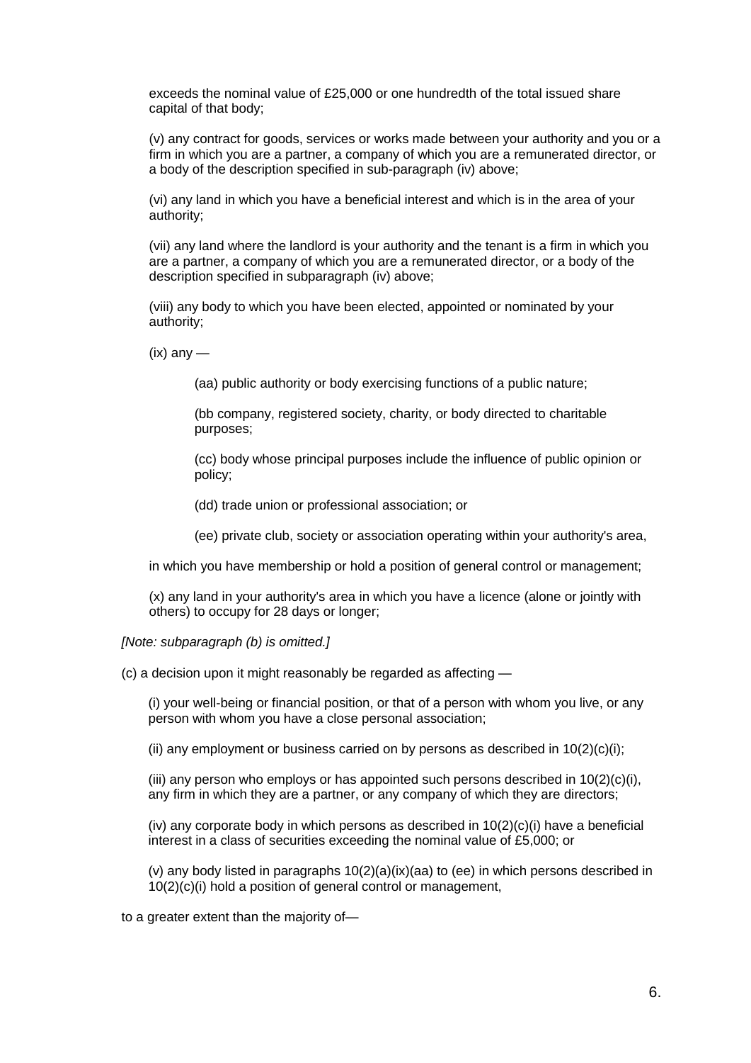exceeds the nominal value of £25,000 or one hundredth of the total issued share capital of that body;

(v) any contract for goods, services or works made between your authority and you or a firm in which you are a partner, a company of which you are a remunerated director, or a body of the description specified in sub-paragraph (iv) above;

(vi) any land in which you have a beneficial interest and which is in the area of your authority;

(vii) any land where the landlord is your authority and the tenant is a firm in which you are a partner, a company of which you are a remunerated director, or a body of the description specified in subparagraph (iv) above;

(viii) any body to which you have been elected, appointed or nominated by your authority;

(ix) any —

> (aa) public authority or body exercising functions of a public nature;
>
> (bb company, registered society, charity, or body directed to charitable purposes;
>
> (cc) body whose principal purposes include the influence of public opinion or policy;
>
> (dd) trade union or professional association; or
>
> (ee) private club, society or association operating within your authority's area,

in which you have membership or hold a position of general control or management;

(x) any land in your authority's area in which you have a licence (alone or jointly with others) to occupy for 28 days or longer;

*[Note: subparagraph (b) is omitted.]*

(c) a decision upon it might reasonably be regarded as affecting —

(i) your well-being or financial position, or that of a person with whom you live, or any person with whom you have a close personal association;

(ii) any employment or business carried on by persons as described in 10(2)(c)(i);

(iii) any person who employs or has appointed such persons described in 10(2)(c)(i), any firm in which they are a partner, or any company of which they are directors;

(iv) any corporate body in which persons as described in 10(2)(c)(i) have a beneficial interest in a class of securities exceeding the nominal value of £5,000; or

(v) any body listed in paragraphs 10(2)(a)(ix)(aa) to (ee) in which persons described in 10(2)(c)(i) hold a position of general control or management,

to a greater extent than the majority of—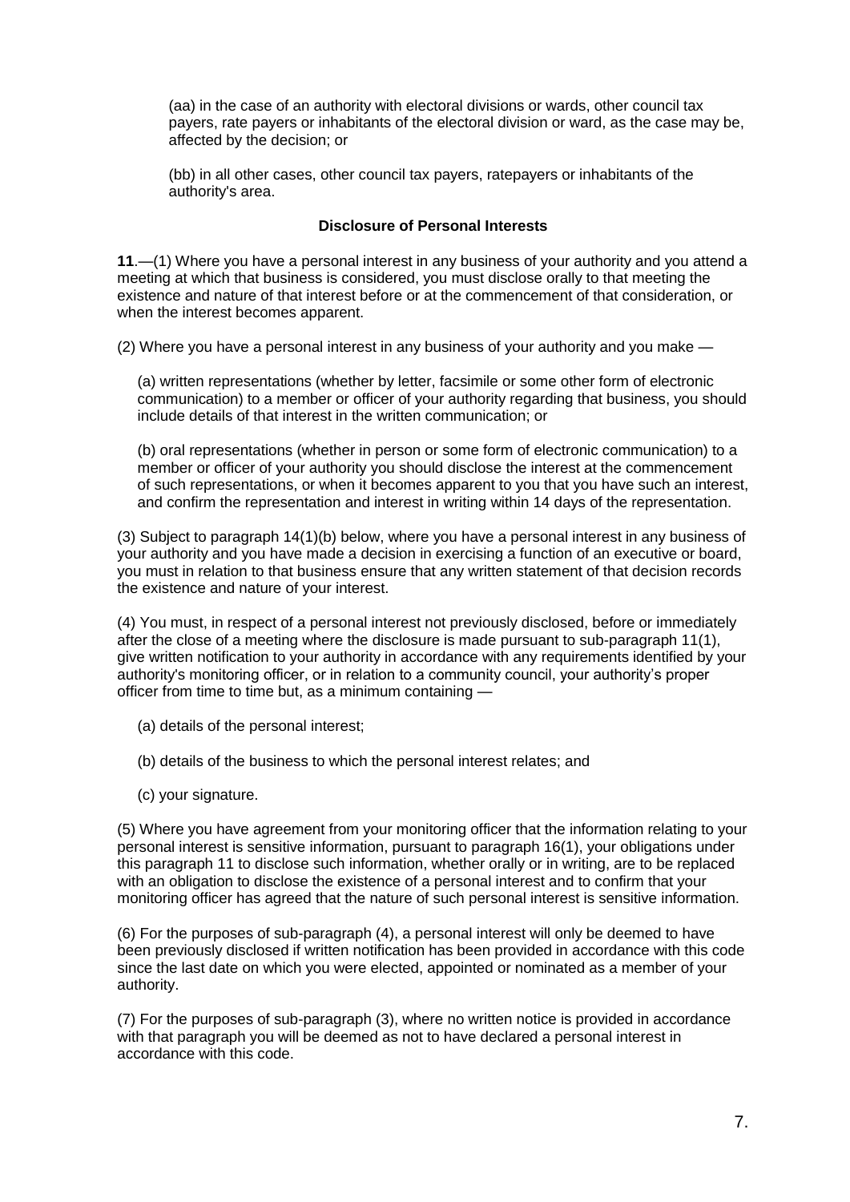(aa) in the case of an authority with electoral divisions or wards, other council tax payers, rate payers or inhabitants of the electoral division or ward, as the case may be, affected by the decision; or

(bb) in all other cases, other council tax payers, ratepayers or inhabitants of the authority's area.

### Disclosure of Personal Interests

**11**.—(1) Where you have a personal interest in any business of your authority and you attend a meeting at which that business is considered, you must disclose orally to that meeting the existence and nature of that interest before or at the commencement of that consideration, or when the interest becomes apparent.

(2) Where you have a personal interest in any business of your authority and you make —

(a) written representations (whether by letter, facsimile or some other form of electronic communication) to a member or officer of your authority regarding that business, you should include details of that interest in the written communication; or

(b) oral representations (whether in person or some form of electronic communication) to a member or officer of your authority you should disclose the interest at the commencement of such representations, or when it becomes apparent to you that you have such an interest, and confirm the representation and interest in writing within 14 days of the representation.

(3) Subject to paragraph 14(1)(b) below, where you have a personal interest in any business of your authority and you have made a decision in exercising a function of an executive or board, you must in relation to that business ensure that any written statement of that decision records the existence and nature of your interest.

(4) You must, in respect of a personal interest not previously disclosed, before or immediately after the close of a meeting where the disclosure is made pursuant to sub-paragraph 11(1), give written notification to your authority in accordance with any requirements identified by your authority's monitoring officer, or in relation to a community council, your authority's proper officer from time to time but, as a minimum containing —

(a) details of the personal interest;

(b) details of the business to which the personal interest relates; and

(c) your signature.

(5) Where you have agreement from your monitoring officer that the information relating to your personal interest is sensitive information, pursuant to paragraph 16(1), your obligations under this paragraph 11 to disclose such information, whether orally or in writing, are to be replaced with an obligation to disclose the existence of a personal interest and to confirm that your monitoring officer has agreed that the nature of such personal interest is sensitive information.

(6) For the purposes of sub-paragraph (4), a personal interest will only be deemed to have been previously disclosed if written notification has been provided in accordance with this code since the last date on which you were elected, appointed or nominated as a member of your authority.

(7) For the purposes of sub-paragraph (3), where no written notice is provided in accordance with that paragraph you will be deemed as not to have declared a personal interest in accordance with this code.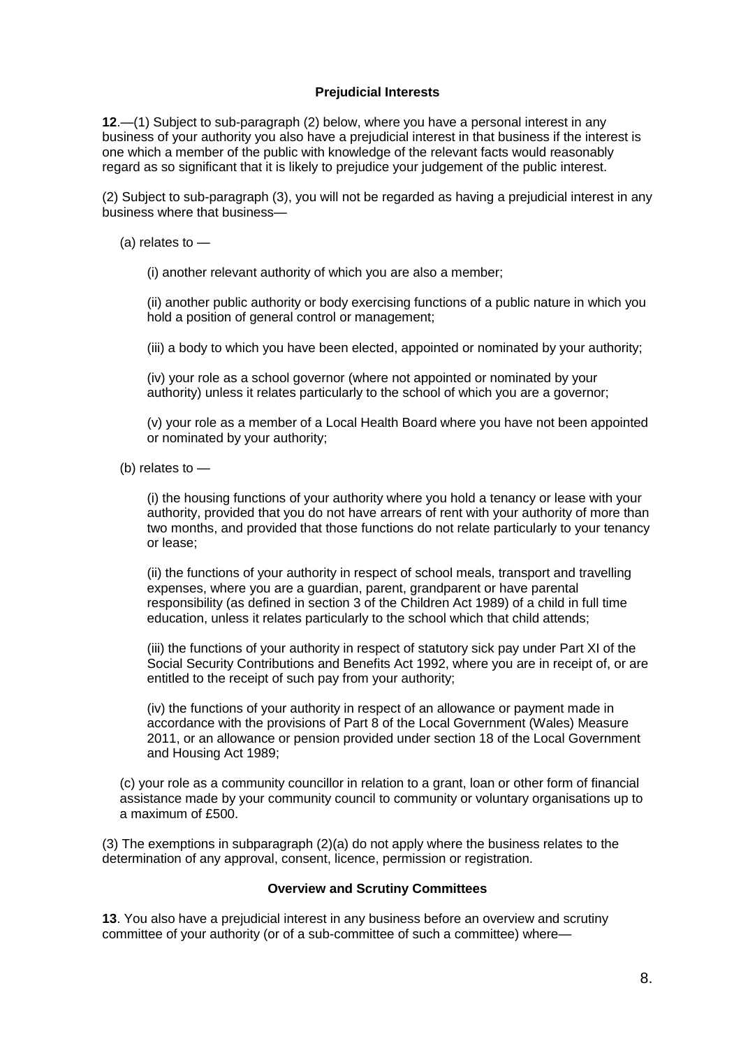### Prejudicial Interests

**12**.—(1) Subject to sub-paragraph (2) below, where you have a personal interest in any business of your authority you also have a prejudicial interest in that business if the interest is one which a member of the public with knowledge of the relevant facts would reasonably regard as so significant that it is likely to prejudice your judgement of the public interest.

(2) Subject to sub-paragraph (3), you will not be regarded as having a prejudicial interest in any business where that business—

(a) relates to —

(i) another relevant authority of which you are also a member;

(ii) another public authority or body exercising functions of a public nature in which you hold a position of general control or management;

(iii) a body to which you have been elected, appointed or nominated by your authority;

(iv) your role as a school governor (where not appointed or nominated by your authority) unless it relates particularly to the school of which you are a governor;

(v) your role as a member of a Local Health Board where you have not been appointed or nominated by your authority;

(b) relates to —

(i) the housing functions of your authority where you hold a tenancy or lease with your authority, provided that you do not have arrears of rent with your authority of more than two months, and provided that those functions do not relate particularly to your tenancy or lease;

(ii) the functions of your authority in respect of school meals, transport and travelling expenses, where you are a guardian, parent, grandparent or have parental responsibility (as defined in section 3 of the Children Act 1989) of a child in full time education, unless it relates particularly to the school which that child attends;

(iii) the functions of your authority in respect of statutory sick pay under Part XI of the Social Security Contributions and Benefits Act 1992, where you are in receipt of, or are entitled to the receipt of such pay from your authority;

(iv) the functions of your authority in respect of an allowance or payment made in accordance with the provisions of Part 8 of the Local Government (Wales) Measure 2011, or an allowance or pension provided under section 18 of the Local Government and Housing Act 1989;

(c) your role as a community councillor in relation to a grant, loan or other form of financial assistance made by your community council to community or voluntary organisations up to a maximum of £500.

(3) The exemptions in subparagraph (2)(a) do not apply where the business relates to the determination of any approval, consent, licence, permission or registration.

### Overview and Scrutiny Committees

**13**. You also have a prejudicial interest in any business before an overview and scrutiny committee of your authority (or of a sub-committee of such a committee) where—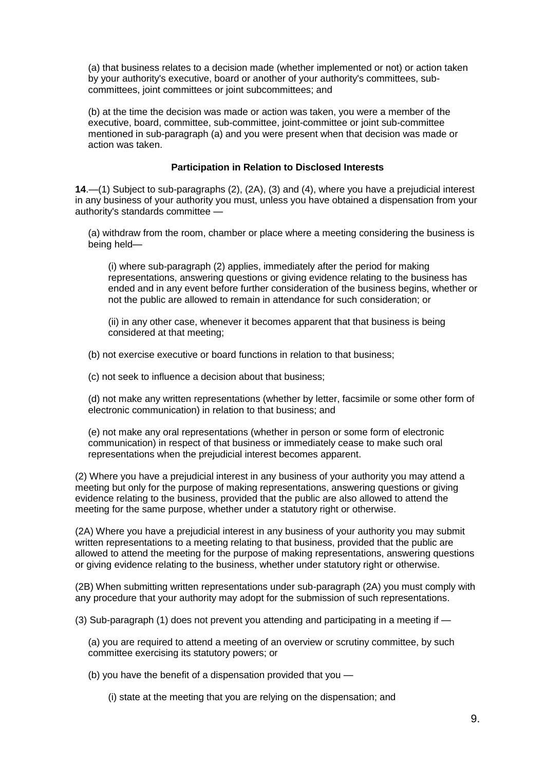(a) that business relates to a decision made (whether implemented or not) or action taken by your authority's executive, board or another of your authority's committees, sub-committees, joint committees or joint subcommittees; and

(b) at the time the decision was made or action was taken, you were a member of the executive, board, committee, sub-committee, joint-committee or joint sub-committee mentioned in sub-paragraph (a) and you were present when that decision was made or action was taken.

### Participation in Relation to Disclosed Interests

**14**.—(1) Subject to sub-paragraphs (2), (2A), (3) and (4), where you have a prejudicial interest in any business of your authority you must, unless you have obtained a dispensation from your authority's standards committee —

(a) withdraw from the room, chamber or place where a meeting considering the business is being held—

(i) where sub-paragraph (2) applies, immediately after the period for making representations, answering questions or giving evidence relating to the business has ended and in any event before further consideration of the business begins, whether or not the public are allowed to remain in attendance for such consideration; or

(ii) in any other case, whenever it becomes apparent that that business is being considered at that meeting;

(b) not exercise executive or board functions in relation to that business;

(c) not seek to influence a decision about that business;

(d) not make any written representations (whether by letter, facsimile or some other form of electronic communication) in relation to that business; and

(e) not make any oral representations (whether in person or some form of electronic communication) in respect of that business or immediately cease to make such oral representations when the prejudicial interest becomes apparent.

(2) Where you have a prejudicial interest in any business of your authority you may attend a meeting but only for the purpose of making representations, answering questions or giving evidence relating to the business, provided that the public are also allowed to attend the meeting for the same purpose, whether under a statutory right or otherwise.

(2A) Where you have a prejudicial interest in any business of your authority you may submit written representations to a meeting relating to that business, provided that the public are allowed to attend the meeting for the purpose of making representations, answering questions or giving evidence relating to the business, whether under statutory right or otherwise.

(2B) When submitting written representations under sub-paragraph (2A) you must comply with any procedure that your authority may adopt for the submission of such representations.

(3) Sub-paragraph (1) does not prevent you attending and participating in a meeting if —

(a) you are required to attend a meeting of an overview or scrutiny committee, by such committee exercising its statutory powers; or

(b) you have the benefit of a dispensation provided that you —

(i) state at the meeting that you are relying on the dispensation; and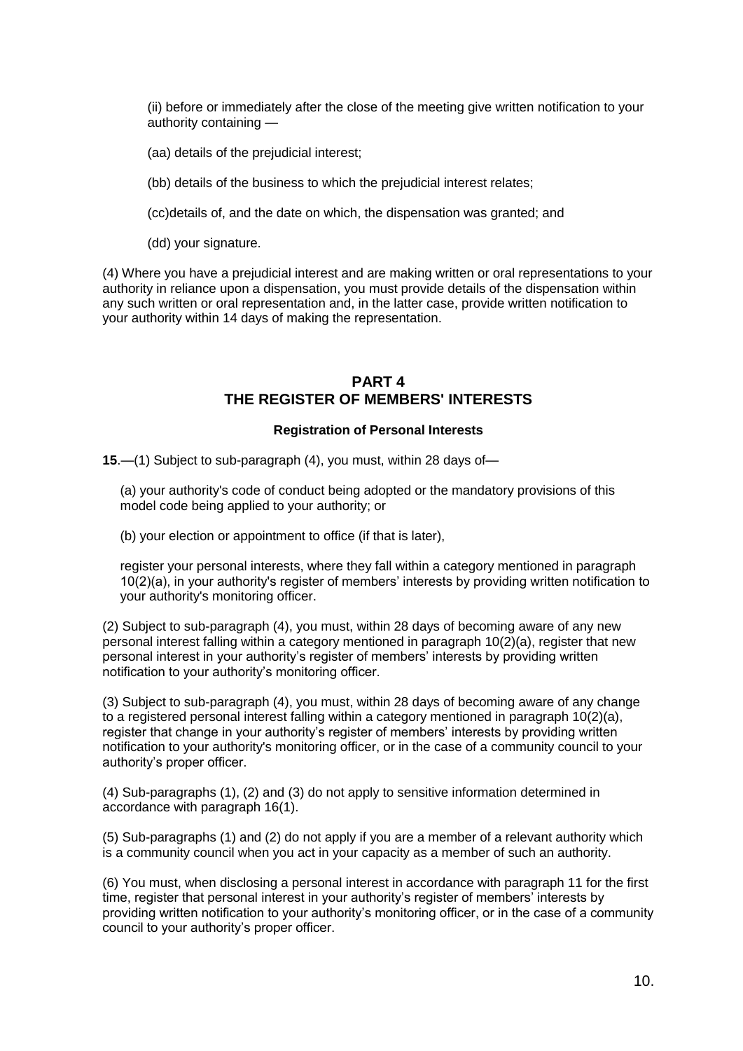(ii) before or immediately after the close of the meeting give written notification to your authority containing —

(aa) details of the prejudicial interest;

(bb) details of the business to which the prejudicial interest relates;

(cc)details of, and the date on which, the dispensation was granted; and

(dd) your signature.

(4) Where you have a prejudicial interest and are making written or oral representations to your authority in reliance upon a dispensation, you must provide details of the dispensation within any such written or oral representation and, in the latter case, provide written notification to your authority within 14 days of making the representation.

## PART 4
## THE REGISTER OF MEMBERS' INTERESTS

### Registration of Personal Interests

**15**.—(1) Subject to sub-paragraph (4), you must, within 28 days of—

(a) your authority's code of conduct being adopted or the mandatory provisions of this model code being applied to your authority; or

(b) your election or appointment to office (if that is later),

register your personal interests, where they fall within a category mentioned in paragraph 10(2)(a), in your authority's register of members' interests by providing written notification to your authority's monitoring officer.

(2) Subject to sub-paragraph (4), you must, within 28 days of becoming aware of any new personal interest falling within a category mentioned in paragraph 10(2)(a), register that new personal interest in your authority's register of members' interests by providing written notification to your authority's monitoring officer.

(3) Subject to sub-paragraph (4), you must, within 28 days of becoming aware of any change to a registered personal interest falling within a category mentioned in paragraph 10(2)(a), register that change in your authority's register of members' interests by providing written notification to your authority's monitoring officer, or in the case of a community council to your authority's proper officer.

(4) Sub-paragraphs (1), (2) and (3) do not apply to sensitive information determined in accordance with paragraph 16(1).

(5) Sub-paragraphs (1) and (2) do not apply if you are a member of a relevant authority which is a community council when you act in your capacity as a member of such an authority.

(6) You must, when disclosing a personal interest in accordance with paragraph 11 for the first time, register that personal interest in your authority's register of members' interests by providing written notification to your authority's monitoring officer, or in the case of a community council to your authority's proper officer.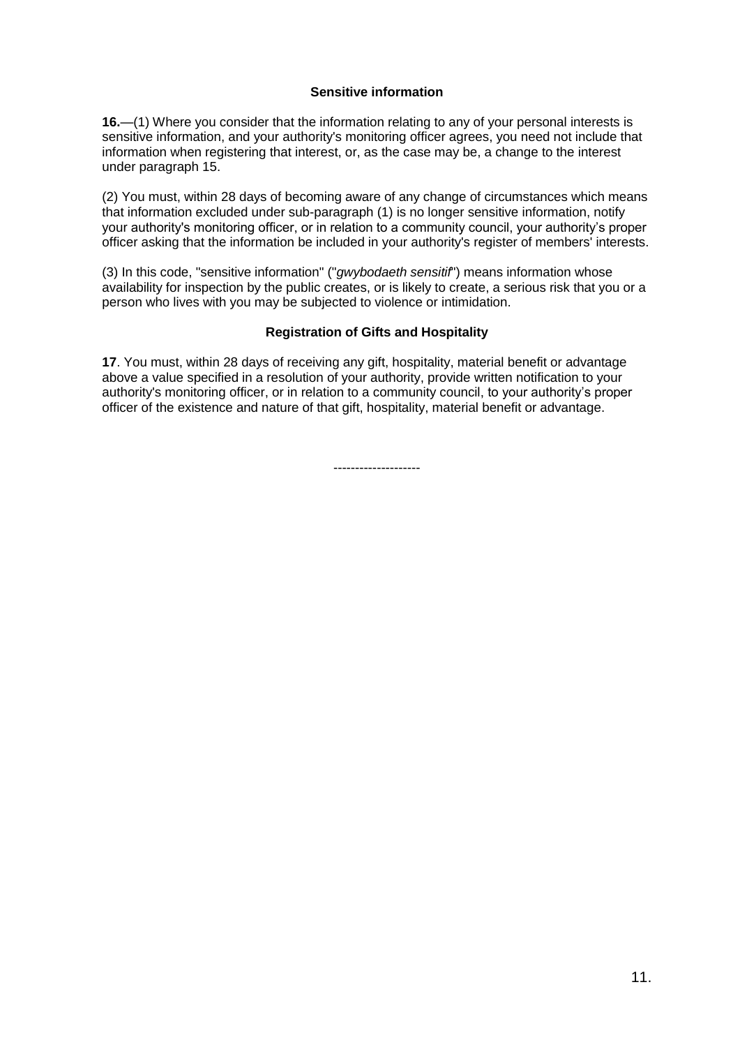### Sensitive information

**16.**—(1) Where you consider that the information relating to any of your personal interests is sensitive information, and your authority's monitoring officer agrees, you need not include that information when registering that interest, or, as the case may be, a change to the interest under paragraph 15.

(2) You must, within 28 days of becoming aware of any change of circumstances which means that information excluded under sub-paragraph (1) is no longer sensitive information, notify your authority's monitoring officer, or in relation to a community council, your authority's proper officer asking that the information be included in your authority's register of members' interests.

(3) In this code, "sensitive information" ("*gwybodaeth sensitif*") means information whose availability for inspection by the public creates, or is likely to create, a serious risk that you or a person who lives with you may be subjected to violence or intimidation.

### Registration of Gifts and Hospitality

**17**. You must, within 28 days of receiving any gift, hospitality, material benefit or advantage above a value specified in a resolution of your authority, provide written notification to your authority's monitoring officer, or in relation to a community council, to your authority's proper officer of the existence and nature of that gift, hospitality, material benefit or advantage.

--------------------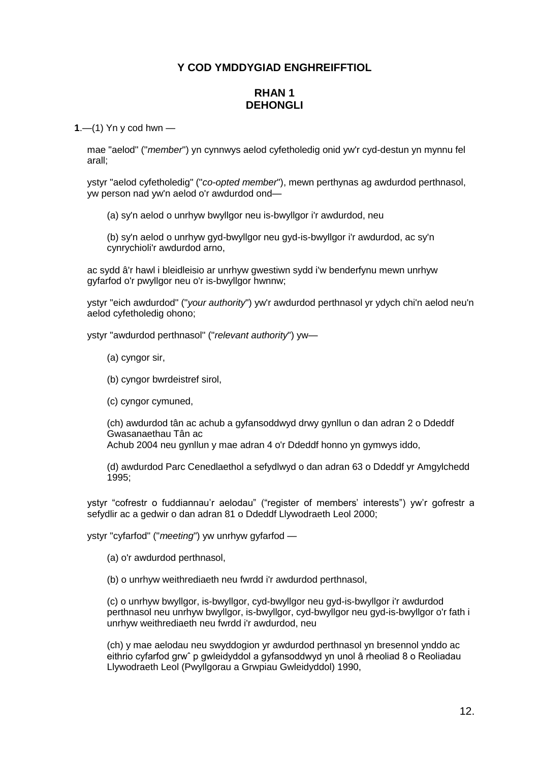## Y COD YMDDYGIAD ENGHREIFFTIOL

## RHAN 1
## DEHONGLI

**1**.—(1) Yn y cod hwn —

mae "aelod" ("*member*") yn cynnwys aelod cyfetholedig onid yw'r cyd-destun yn mynnu fel arall;

ystyr "aelod cyfetholedig" ("*co-opted member*"), mewn perthynas ag awdurdod perthnasol, yw person nad yw'n aelod o'r awdurdod ond—

(a) sy'n aelod o unrhyw bwyllgor neu is-bwyllgor i'r awdurdod, neu

(b) sy'n aelod o unrhyw gyd-bwyllgor neu gyd-is-bwyllgor i'r awdurdod, ac sy'n cynrychioli'r awdurdod arno,

ac sydd â'r hawl i bleidleisio ar unrhyw gwestiwn sydd i'w benderfynu mewn unrhyw gyfarfod o'r pwyllgor neu o'r is-bwyllgor hwnnw;

ystyr "eich awdurdod" ("*your authority*") yw'r awdurdod perthnasol yr ydych chi'n aelod neu'n aelod cyfetholedig ohono;

ystyr "awdurdod perthnasol" ("*relevant authority*") yw—

(a) cyngor sir,

(b) cyngor bwrdeistref sirol,

(c) cyngor cymuned,

(ch) awdurdod tân ac achub a gyfansoddwyd drwy gynllun o dan adran 2 o Ddeddf Gwasanaethau Tân ac
Achub 2004 neu gynllun y mae adran 4 o'r Ddeddf honno yn gymwys iddo,

(d) awdurdod Parc Cenedlaethol a sefydlwyd o dan adran 63 o Ddeddf yr Amgylchedd 1995;

ystyr "cofrestr o fuddiannau'r aelodau" ("register of members' interests") yw'r gofrestr a sefydlir ac a gedwir o dan adran 81 o Ddeddf Llywodraeth Leol 2000;

ystyr "cyfarfod" ("*meeting*") yw unrhyw gyfarfod —

(a) o'r awdurdod perthnasol,

(b) o unrhyw weithrediaeth neu fwrdd i'r awdurdod perthnasol,

(c) o unrhyw bwyllgor, is-bwyllgor, cyd-bwyllgor neu gyd-is-bwyllgor i'r awdurdod perthnasol neu unrhyw bwyllgor, is-bwyllgor, cyd-bwyllgor neu gyd-is-bwyllgor o'r fath i unrhyw weithrediaeth neu fwrdd i'r awdurdod, neu

(ch) y mae aelodau neu swyddogion yr awdurdod perthnasol yn bresennol ynddo ac eithrio cyfarfod grŵp gwleidyddol a gyfansoddwyd yn unol â rheoliad 8 o Reoliadau Llywodraeth Leol (Pwyllgorau a Grwpiau Gwleidyddol) 1990,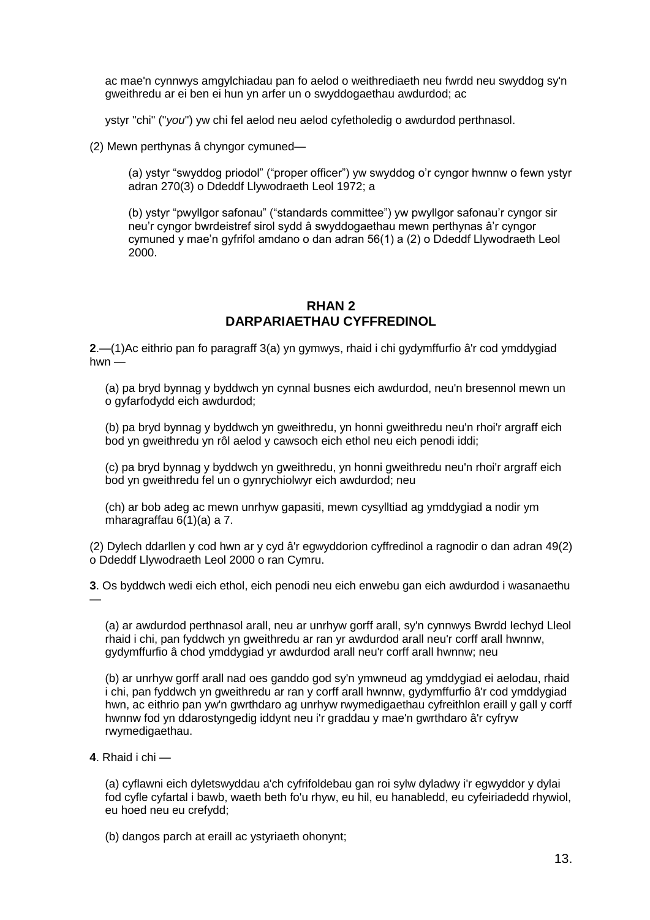ac mae'n cynnwys amgylchiadau pan fo aelod o weithrediaeth neu fwrdd neu swyddog sy'n gweithredu ar ei ben ei hun yn arfer un o swyddogaethau awdurdod; ac

ystyr "chi" ("*you*") yw chi fel aelod neu aelod cyfetholedig o awdurdod perthnasol.

(2) Mewn perthynas â chyngor cymuned—

(a) ystyr "swyddog priodol" ("proper officer") yw swyddog o'r cyngor hwnnw o fewn ystyr adran 270(3) o Ddeddf Llywodraeth Leol 1972; a

(b) ystyr "pwyllgor safonau" ("standards committee") yw pwyllgor safonau'r cyngor sir neu'r cyngor bwrdeistref sirol sydd â swyddogaethau mewn perthynas â'r cyngor cymuned y mae'n gyfrifol amdano o dan adran 56(1) a (2) o Ddeddf Llywodraeth Leol 2000.

## RHAN 2
## DARPARIAETHAU CYFFREDINOL

**2**.—(1)Ac eithrio pan fo paragraff 3(a) yn gymwys, rhaid i chi gydymffurfio â'r cod ymddygiad hwn —

(a) pa bryd bynnag y byddwch yn cynnal busnes eich awdurdod, neu'n bresennol mewn un o gyfarfodydd eich awdurdod;

(b) pa bryd bynnag y byddwch yn gweithredu, yn honni gweithredu neu'n rhoi'r argraff eich bod yn gweithredu yn rôl aelod y cawsoch eich ethol neu eich penodi iddi;

(c) pa bryd bynnag y byddwch yn gweithredu, yn honni gweithredu neu'n rhoi'r argraff eich bod yn gweithredu fel un o gynrychiolwyr eich awdurdod; neu

(ch) ar bob adeg ac mewn unrhyw gapasiti, mewn cysylltiad ag ymddygiad a nodir ym mharagraffau 6(1)(a) a 7.

(2) Dylech ddarllen y cod hwn ar y cyd â'r egwyddorion cyffredinol a ragnodir o dan adran 49(2) o Ddeddf Llywodraeth Leol 2000 o ran Cymru.

**3**. Os byddwch wedi eich ethol, eich penodi neu eich enwebu gan eich awdurdod i wasanaethu —

(a) ar awdurdod perthnasol arall, neu ar unrhyw gorff arall, sy'n cynnwys Bwrdd Iechyd Lleol rhaid i chi, pan fyddwch yn gweithredu ar ran yr awdurdod arall neu'r corff arall hwnnw, gydymffurfio â chod ymddygiad yr awdurdod arall neu'r corff arall hwnnw; neu

(b) ar unrhyw gorff arall nad oes ganddo god sy'n ymwneud ag ymddygiad ei aelodau, rhaid i chi, pan fyddwch yn gweithredu ar ran y corff arall hwnnw, gydymffurfio â'r cod ymddygiad hwn, ac eithrio pan yw'n gwrthdaro ag unrhyw rwymedigaethau cyfreithlon eraill y gall y corff hwnnw fod yn ddarostyngedig iddynt neu i'r graddau y mae'n gwrthdaro â'r cyfryw rwymedigaethau.

**4**. Rhaid i chi —

(a) cyflawni eich dyletswyddau a'ch cyfrifoldebau gan roi sylw dyladwy i'r egwyddor y dylai fod cyfle cyfartal i bawb, waeth beth fo'u rhyw, eu hil, eu hanabledd, eu cyfeiriadedd rhywiol, eu hoed neu eu crefydd;

(b) dangos parch at eraill ac ystyriaeth ohonynt;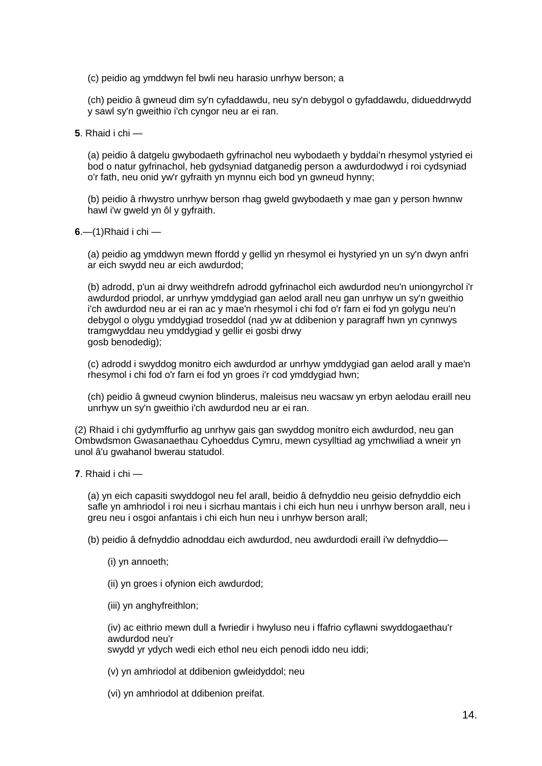(c) peidio ag ymddwyn fel bwli neu harasio unrhyw berson; a

(ch) peidio â gwneud dim sy'n cyfaddawdu, neu sy'n debygol o gyfaddawdu, diduedd­rwydd y sawl sy'n gweithio i'ch cyngor neu ar ei ran.

**5**. Rhaid i chi —

(a) peidio â datgelu gwybodaeth gyfrinachol neu wybodaeth y byddai'n rhesymol ystyried ei bod o natur gyfrinachol, heb gydsyniad datganedig person a awdurdodwyd i roi cydsyniad o'r fath, neu onid yw'r gyfraith yn mynnu eich bod yn gwneud hynny;

(b) peidio â rhwystro unrhyw berson rhag gweld gwybodaeth y mae gan y person hwnnw hawl i'w gweld yn ôl y gyfraith.

**6**.—(1)Rhaid i chi —

(a) peidio ag ymddwyn mewn ffordd y gellid yn rhesymol ei hystyried yn un sy'n dwyn anfri ar eich swydd neu ar eich awdurdod;

(b) adrodd, p'un ai drwy weithdrefn adrodd gyfrinachol eich awdurdod neu'n uniongyrchol i'r awdurdod priodol, ar unrhyw ymddygiad gan aelod arall neu gan unrhyw un sy'n gweithio i'ch awdurdod neu ar ei ran ac y mae'n rhesymol i chi fod o'r farn ei fod yn golygu neu'n debygol o olygu ymddygiad troseddol (nad yw at ddibenion y paragraff hwn yn cynnwys tramgwyddau neu ymddygiad y gellir ei gosbi drwy gosb benodedig);

(c) adrodd i swyddog monitro eich awdurdod ar unrhyw ymddygiad gan aelod arall y mae'n rhesymol i chi fod o'r farn ei fod yn groes i'r cod ymddygiad hwn;

(ch) peidio â gwneud cwynion blinderus, maleisus neu wacsaw yn erbyn aelodau eraill neu unrhyw un sy'n gweithio i'ch awdurdod neu ar ei ran.

(2) Rhaid i chi gydymffurfio ag unrhyw gais gan swyddog monitro eich awdurdod, neu gan Ombwdsmon Gwasanaethau Cyhoeddus Cymru, mewn cysylltiad ag ymchwiliad a wneir yn unol â'u gwahanol bwerau statudol.

**7**. Rhaid i chi —

(a) yn eich capasiti swyddogol neu fel arall, beidio â defnyddio neu geisio defnyddio eich safle yn amhriodol i roi neu i sicrhau mantais i chi eich hun neu i unrhyw berson arall, neu i greu neu i osgoi anfantais i chi eich hun neu i unrhyw berson arall;

(b) peidio â defnyddio adnoddau eich awdurdod, neu awdurdodi eraill i'w defnyddio—

(i) yn annoeth;

(ii) yn groes i ofynion eich awdurdod;

(iii) yn anghyfreithlon;

(iv) ac eithrio mewn dull a fwriedir i hwyluso neu i ffafrio cyflawni swyddogaethau'r awdurdod neu'r swydd yr ydych wedi eich ethol neu eich penodi iddo neu iddi;

(v) yn amhriodol at ddibenion gwleidyddol; neu

(vi) yn amhriodol at ddibenion preifat.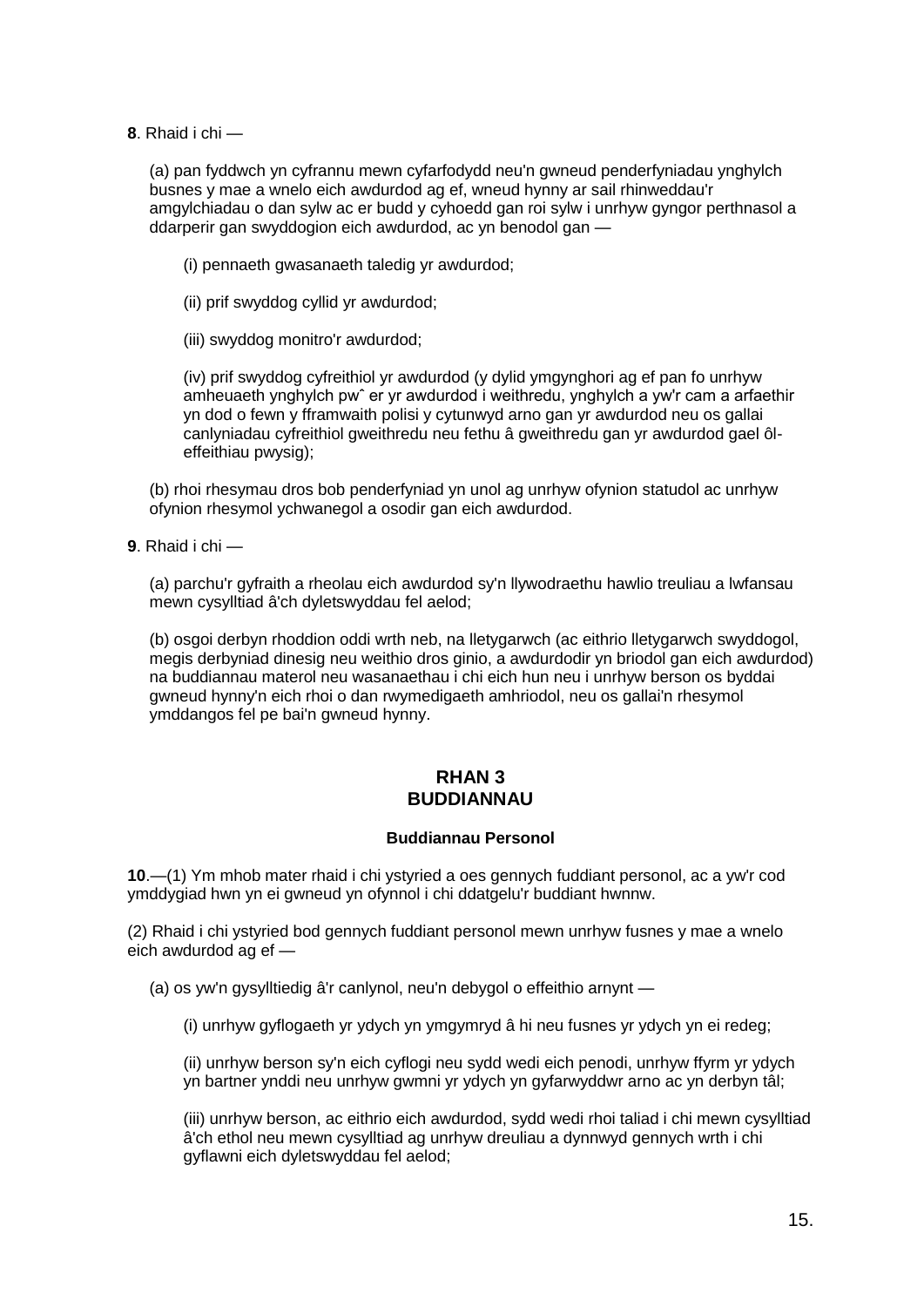**8**. Rhaid i chi —

(a) pan fyddwch yn cyfrannu mewn cyfarfodydd neu'n gwneud penderfyniadau ynghylch busnes y mae a wnelo eich awdurdod ag ef, wneud hynny ar sail rhinweddau'r amgylchiadau o dan sylw ac er budd y cyhoedd gan roi sylw i unrhyw gyngor perthnasol a ddarperir gan swyddogion eich awdurdod, ac yn benodol gan —

(i) pennaeth gwasanaeth taledig yr awdurdod;

(ii) prif swyddog cyllid yr awdurdod;

(iii) swyddog monitro'r awdurdod;

(iv) prif swyddog cyfreithiol yr awdurdod (y dylid ymgynghori ag ef pan fo unrhyw amheuaeth ynghylch pwˆ er yr awdurdod i weithredu, ynghylch a yw'r cam a arfaethir yn dod o fewn y fframwaith polisi y cytunwyd arno gan yr awdurdod neu os gallai canlyniadau cyfreithiol gweithredu neu fethu â gweithredu gan yr awdurdod gael ôl-effeithiau pwysig);

(b) rhoi rhesymau dros bob penderfyniad yn unol ag unrhyw ofynion statudol ac unrhyw ofynion rhesymol ychwanegol a osodir gan eich awdurdod.

**9**. Rhaid i chi —

(a) parchu'r gyfraith a rheolau eich awdurdod sy'n llywodraethu hawlio treuliau a lwfansau mewn cysylltiad â'ch dyletswyddau fel aelod;

(b) osgoi derbyn rhoddion oddi wrth neb, na lletygarwch (ac eithrio lletygarwch swyddogol, megis derbyniad dinesig neu weithio dros ginio, a awdurdodir yn briodol gan eich awdurdod) na buddiannau materol neu wasanaethau i chi eich hun neu i unrhyw berson os byddai gwneud hynny'n eich rhoi o dan rwymedigaeth amhriodol, neu os gallai'n rhesymol ymddangos fel pe bai'n gwneud hynny.

## RHAN 3
## BUDDIANNAU

### Buddiannau Personol

**10**.—(1) Ym mhob mater rhaid i chi ystyried a oes gennych fuddiant personol, ac a yw'r cod ymddygiad hwn yn ei gwneud yn ofynnol i chi ddatgelu'r buddiant hwnnw.

(2) Rhaid i chi ystyried bod gennych fuddiant personol mewn unrhyw fusnes y mae a wnelo eich awdurdod ag ef —

(a) os yw'n gysylltiedig â'r canlynol, neu'n debygol o effeithio arnynt —

(i) unrhyw gyflogaeth yr ydych yn ymgymryd â hi neu fusnes yr ydych yn ei redeg;

(ii) unrhyw berson sy'n eich cyflogi neu sydd wedi eich penodi, unrhyw ffyrm yr ydych yn bartner ynddi neu unrhyw gwmni yr ydych yn gyfarwyddwr arno ac yn derbyn tâl;

(iii) unrhyw berson, ac eithrio eich awdurdod, sydd wedi rhoi taliad i chi mewn cysylltiad â'ch ethol neu mewn cysylltiad ag unrhyw dreuliau a dynnwyd gennych wrth i chi gyflawni eich dyletswyddau fel aelod;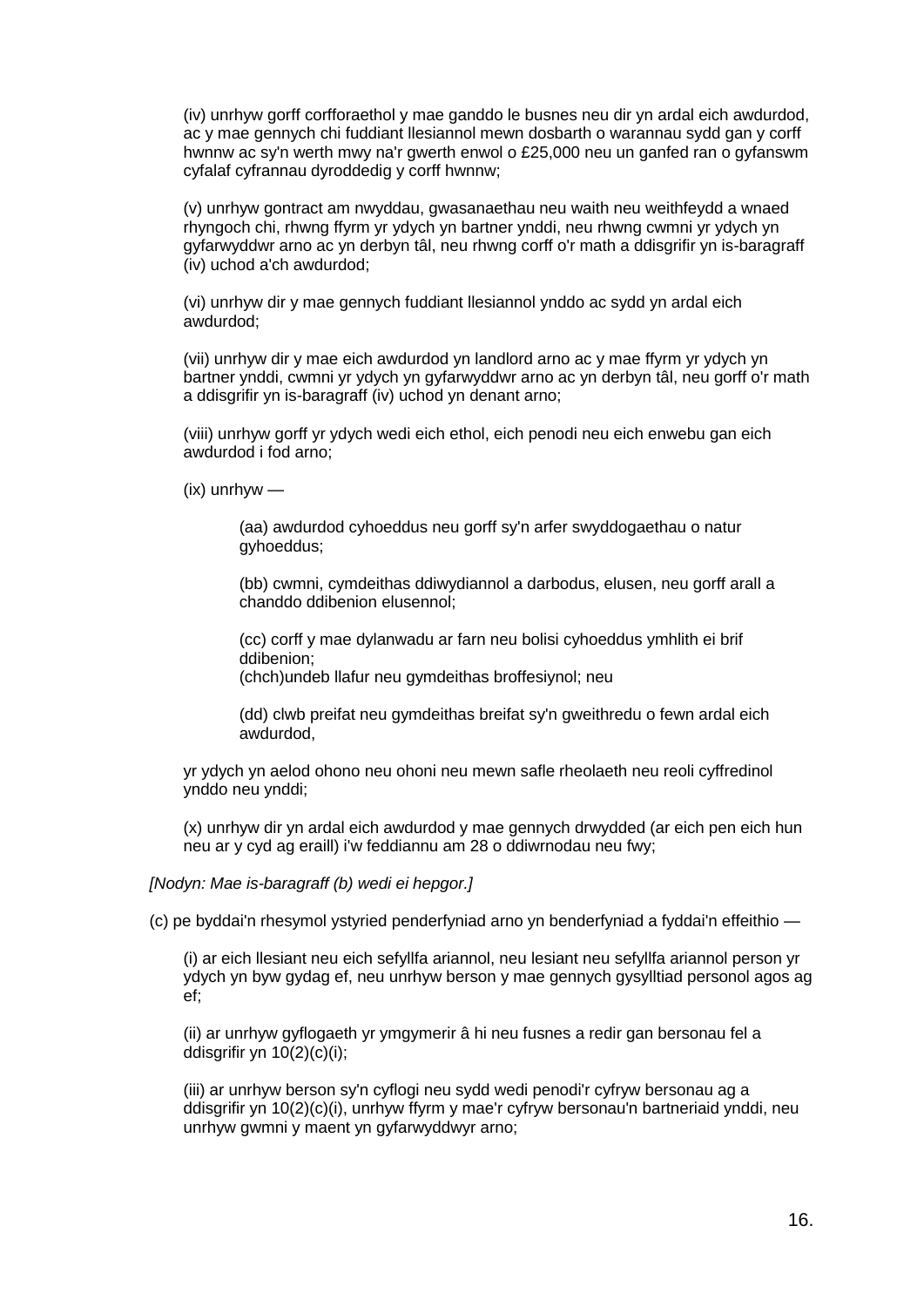(iv) unrhyw gorff corfforaethol y mae ganddo le busnes neu dir yn ardal eich awdurdod, ac y mae gennych chi fuddiant llesiannol mewn dosbarth o warannau sydd gan y corff hwnnw ac sy'n werth mwy na'r gwerth enwol o £25,000 neu un ganfed ran o gyfanswm cyfalaf cyfrannau dyroddedig y corff hwnnw;

(v) unrhyw gontract am nwyddau, gwasanaethau neu waith neu weithfeydd a wnaed rhyngoch chi, rhwng ffyrm yr ydych yn bartner ynddi, neu rhwng cwmni yr ydych yn gyfarwyddwr arno ac yn derbyn tâl, neu rhwng corff o'r math a ddisgrifir yn is-baragraff (iv) uchod a'ch awdurdod;

(vi) unrhyw dir y mae gennych fuddiant llesiannol ynddo ac sydd yn ardal eich awdurdod;

(vii) unrhyw dir y mae eich awdurdod yn landlord arno ac y mae ffyrm yr ydych yn bartner ynddi, cwmni yr ydych yn gyfarwyddwr arno ac yn derbyn tâl, neu gorff o'r math a ddisgrifir yn is-baragraff (iv) uchod yn denant arno;

(viii) unrhyw gorff yr ydych wedi eich ethol, eich penodi neu eich enwebu gan eich awdurdod i fod arno;

(ix) unrhyw —

(aa) awdurdod cyhoeddus neu gorff sy'n arfer swyddogaethau o natur gyhoeddus;

(bb) cwmni, cymdeithas ddiwydiannol a darbodus, elusen, neu gorff arall a chanddo ddibenion elusennol;

(cc) corff y mae dylanwadu ar farn neu bolisi cyhoeddus ymhlith ei brif ddibenion;
(chch)undeb llafur neu gymdeithas broffesiynol; neu

(dd) clwb preifat neu gymdeithas breifat sy'n gweithredu o fewn ardal eich awdurdod,

yr ydych yn aelod ohono neu ohoni neu mewn safle rheolaeth neu reoli cyffredinol ynddo neu ynddi;

(x) unrhyw dir yn ardal eich awdurdod y mae gennych drwydded (ar eich pen eich hun neu ar y cyd ag eraill) i'w feddiannu am 28 o ddiwrnodau neu fwy;

*[Nodyn: Mae is-baragraff (b) wedi ei hepgor.]*

(c) pe byddai'n rhesymol ystyried penderfyniad arno yn benderfyniad a fyddai'n effeithio —

(i) ar eich llesiant neu eich sefyllfa ariannol, neu lesiant neu sefyllfa ariannol person yr ydych yn byw gydag ef, neu unrhyw berson y mae gennych gysylltiad personol agos ag ef;

(ii) ar unrhyw gyflogaeth yr ymgymerir â hi neu fusnes a redir gan bersonau fel a ddisgrifir yn 10(2)(c)(i);

(iii) ar unrhyw berson sy'n cyflogi neu sydd wedi penodi'r cyfryw bersonau ag a ddisgrifir yn 10(2)(c)(i), unrhyw ffyrm y mae'r cyfryw bersonau'n bartneriaid ynddi, neu unrhyw gwmni y maent yn gyfarwyddwyr arno;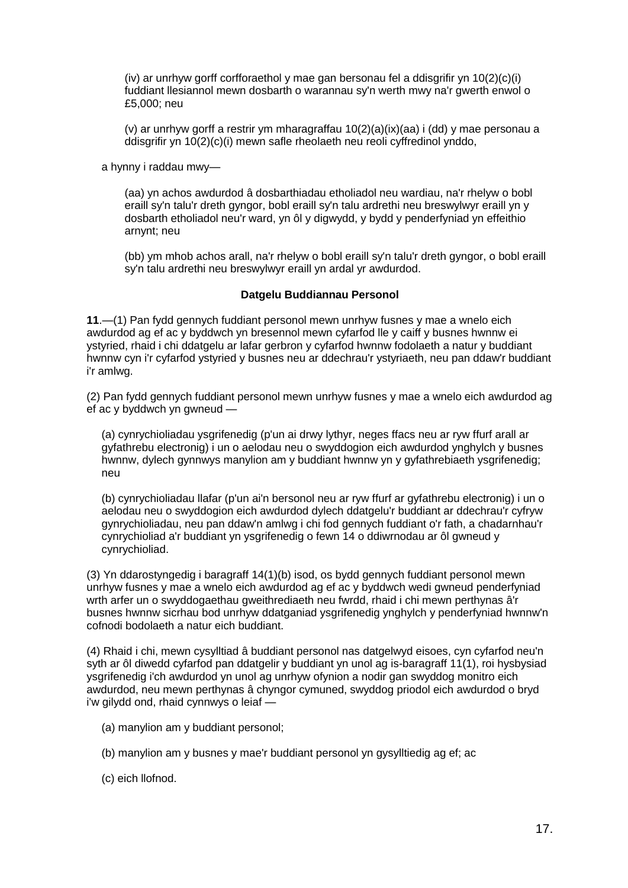(iv) ar unrhyw gorff corfforaethol y mae gan bersonau fel a ddisgrifir yn 10(2)(c)(i) fuddiant llesiannol mewn dosbarth o warannau sy'n werth mwy na'r gwerth enwol o £5,000; neu

(v) ar unrhyw gorff a restrir ym mharagraffau 10(2)(a)(ix)(aa) i (dd) y mae personau a ddisgrifir yn 10(2)(c)(i) mewn safle rheolaeth neu reoli cyffredinol ynddo,

a hynny i raddau mwy—

(aa) yn achos awdurdod â dosbarthiadau etholiadol neu wardiau, na'r rhelyw o bobl eraill sy'n talu'r dreth gyngor, bobl eraill sy'n talu ardrethi neu breswylwyr eraill yn y dosbarth etholiadol neu'r ward, yn ôl y digwydd, y bydd y penderfyniad yn effeithio arnynt; neu

(bb) ym mhob achos arall, na'r rhelyw o bobl eraill sy'n talu'r dreth gyngor, o bobl eraill sy'n talu ardrethi neu breswylwyr eraill yn ardal yr awdurdod.

### Datgelu Buddiannau Personol

**11**.—(1) Pan fydd gennych fuddiant personol mewn unrhyw fusnes y mae a wnelo eich awdurdod ag ef ac y byddwch yn bresennol mewn cyfarfod lle y caiff y busnes hwnnw ei ystyried, rhaid i chi ddatgelu ar lafar gerbron y cyfarfod hwnnw fodolaeth a natur y buddiant hwnnw cyn i'r cyfarfod ystyried y busnes neu ar ddechrau'r ystyriaeth, neu pan ddaw'r buddiant i'r amlwg.

(2) Pan fydd gennych fuddiant personol mewn unrhyw fusnes y mae a wnelo eich awdurdod ag ef ac y byddwch yn gwneud —

(a) cynrychioliadau ysgrifenedig (p'un ai drwy lythyr, neges ffacs neu ar ryw ffurf arall ar gyfathrebu electronig) i un o aelodau neu o swyddogion eich awdurdod ynghylch y busnes hwnnw, dylech gynnwys manylion am y buddiant hwnnw yn y gyfathrebiaeth ysgrifenedig; neu

(b) cynrychioliadau llafar (p'un ai'n bersonol neu ar ryw ffurf ar gyfathrebu electronig) i un o aelodau neu o swyddogion eich awdurdod dylech ddatgelu'r buddiant ar ddechrau'r cyfryw gynrychioliadau, neu pan ddaw'n amlwg i chi fod gennych fuddiant o'r fath, a chadarnhau'r cynrychioliad a'r buddiant yn ysgrifenedig o fewn 14 o ddiwrnodau ar ôl gwneud y cynrychioliad.

(3) Yn ddarostyngedig i baragraff 14(1)(b) isod, os bydd gennych fuddiant personol mewn unrhyw fusnes y mae a wnelo eich awdurdod ag ef ac y byddwch wedi gwneud penderfyniad wrth arfer un o swyddogaethau gweithrediaeth neu fwrdd, rhaid i chi mewn perthynas â'r busnes hwnnw sicrhau bod unrhyw ddatganiad ysgrifenedig ynghylch y penderfyniad hwnnw'n cofnodi bodolaeth a natur eich buddiant.

(4) Rhaid i chi, mewn cysylltiad â buddiant personol nas datgelwyd eisoes, cyn cyfarfod neu'n syth ar ôl diwedd cyfarfod pan ddatgelir y buddiant yn unol ag is-baragraff 11(1), roi hysbysiad ysgrifenedig i'ch awdurdod yn unol ag unrhyw ofynion a nodir gan swyddog monitro eich awdurdod, neu mewn perthynas â chyngor cymuned, swyddog priodol eich awdurdod o bryd i'w gilydd ond, rhaid cynnwys o leiaf —

(a) manylion am y buddiant personol;

(b) manylion am y busnes y mae'r buddiant personol yn gysylltiedig ag ef; ac

(c) eich llofnod.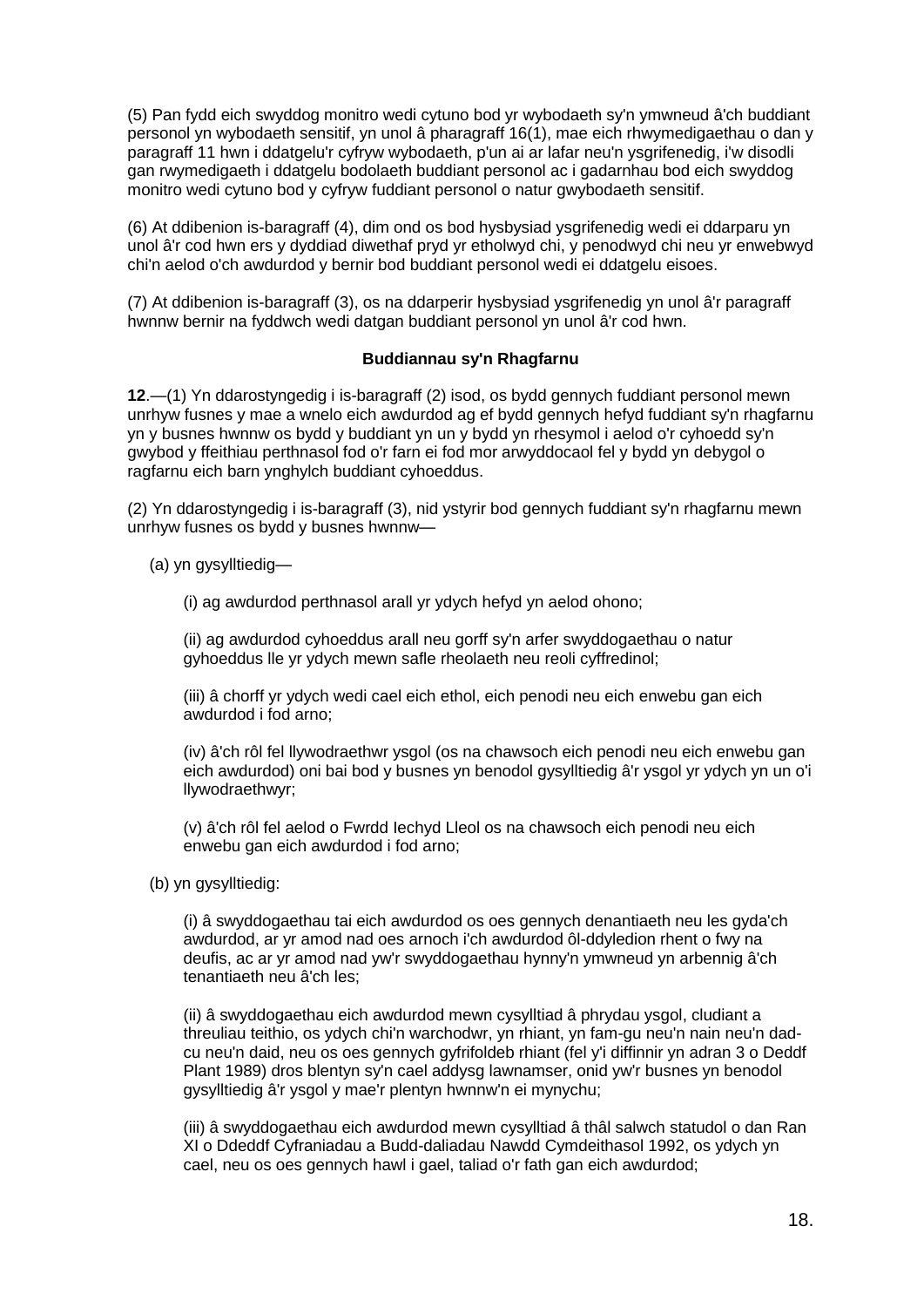(5) Pan fydd eich swyddog monitro wedi cytuno bod yr wybodaeth sy'n ymwneud â'ch buddiant personol yn wybodaeth sensitif, yn unol â pharagraff 16(1), mae eich rhwymedigaethau o dan y paragraff 11 hwn i ddatgelu'r cyfryw wybodaeth, p'un ai ar lafar neu'n ysgrifenedig, i'w disodli gan rwymedigaeth i ddatgelu bodolaeth buddiant personol ac i gadarnhau bod eich swyddog monitro wedi cytuno bod y cyfryw fuddiant personol o natur gwybodaeth sensitif.

(6) At ddibenion is-baragraff (4), dim ond os bod hysbysiad ysgrifenedig wedi ei ddarparu yn unol â'r cod hwn ers y dyddiad diwethaf pryd yr etholwyd chi, y penodwyd chi neu yr enwebwyd chi'n aelod o'ch awdurdod y bernir bod buddiant personol wedi ei ddatgelu eisoes.

(7) At ddibenion is-baragraff (3), os na ddarperir hysbysiad ysgrifenedig yn unol â'r paragraff hwnnw bernir na fyddwch wedi datgan buddiant personol yn unol â'r cod hwn.

### Buddiannau sy'n Rhagfarnu

**12**.—(1) Yn ddarostyngedig i is-baragraff (2) isod, os bydd gennych fuddiant personol mewn unrhyw fusnes y mae a wnelo eich awdurdod ag ef bydd gennych hefyd fuddiant sy'n rhagfarnu yn y busnes hwnnw os bydd y buddiant yn un y bydd yn rhesymol i aelod o'r cyhoedd sy'n gwybod y ffeithiau perthnasol fod o'r farn ei fod mor arwyddocaol fel y bydd yn debygol o ragfarnu eich barn ynghylch buddiant cyhoeddus.

(2) Yn ddarostyngedig i is-baragraff (3), nid ystyrir bod gennych fuddiant sy'n rhagfarnu mewn unrhyw fusnes os bydd y busnes hwnnw—

(a) yn gysylltiedig—

(i) ag awdurdod perthnasol arall yr ydych hefyd yn aelod ohono;

(ii) ag awdurdod cyhoeddus arall neu gorff sy'n arfer swyddogaethau o natur gyhoeddus lle yr ydych mewn safle rheolaeth neu reoli cyffredinol;

(iii) â chorff yr ydych wedi cael eich ethol, eich penodi neu eich enwebu gan eich awdurdod i fod arno;

(iv) â'ch rôl fel llywodraethwr ysgol (os na chawsoch eich penodi neu eich enwebu gan eich awdurdod) oni bai bod y busnes yn benodol gysylltiedig â'r ysgol yr ydych yn un o'i llywodraethwyr;

(v) â'ch rôl fel aelod o Fwrdd Iechyd Lleol os na chawsoch eich penodi neu eich enwebu gan eich awdurdod i fod arno;

(b) yn gysylltiedig:

(i) â swyddogaethau tai eich awdurdod os oes gennych denantiaeth neu les gyda'ch awdurdod, ar yr amod nad oes arnoch i'ch awdurdod ôl-ddyledion rhent o fwy na deufis, ac ar yr amod nad yw'r swyddogaethau hynny'n ymwneud yn arbennig â'ch tenantiaeth neu â'ch les;

(ii) â swyddogaethau eich awdurdod mewn cysylltiad â phrydau ysgol, cludiant a threuliau teithio, os ydych chi'n warchodwr, yn rhiant, yn fam-gu neu'n nain neu'n dad-cu neu'n daid, neu os oes gennych gyfrifoldeb rhiant (fel y'i diffinnir yn adran 3 o Ddeddf Plant 1989) dros blentyn sy'n cael addysg lawnamser, onid yw'r busnes yn benodol gysylltiedig â'r ysgol y mae'r plentyn hwnnw'n ei mynychu;

(iii) â swyddogaethau eich awdurdod mewn cysylltiad â thâl salwch statudol o dan Ran XI o Ddeddf Cyfraniadau a Budd-daliadau Nawdd Cymdeithasol 1992, os ydych yn cael, neu os oes gennych hawl i gael, taliad o'r fath gan eich awdurdod;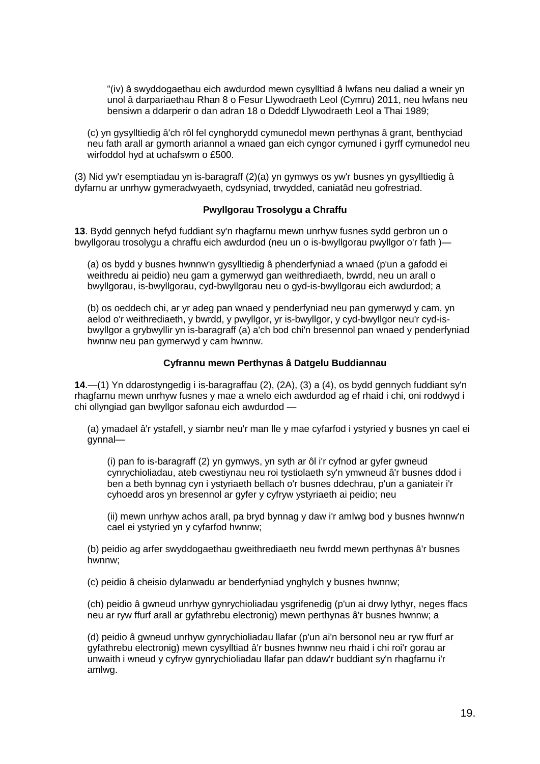"(iv) â swyddogaethau eich awdurdod mewn cysylltiad â lwfans neu daliad a wneir yn unol â darpariaethau Rhan 8 o Fesur Llywodraeth Leol (Cymru) 2011, neu lwfans neu bensiwn a ddarperir o dan adran 18 o Ddeddf Llywodraeth Leol a Thai 1989;

(c) yn gysylltiedig â'ch rôl fel cynghorydd cymunedol mewn perthynas â grant, benthyciad neu fath arall ar gymorth ariannol a wnaed gan eich cyngor cymuned i gyrff cymunedol neu wirfoddol hyd at uchafswm o £500.

(3) Nid yw'r esemptiadau yn is-baragraff (2)(a) yn gymwys os yw'r busnes yn gysylltiedig â dyfarnu ar unrhyw gymeradwyaeth, cydsyniad, trwydded, caniatâd neu gofrestriad.

### Pwyllgorau Trosolygu a Chraffu

**13**. Bydd gennych hefyd fuddiant sy'n rhagfarnu mewn unrhyw fusnes sydd gerbron un o bwyllgorau trosolygu a chraffu eich awdurdod (neu un o is-bwyllgorau pwyllgor o'r fath )—

(a) os bydd y busnes hwnnw'n gysylltiedig â phenderfyniad a wnaed (p'un a gafodd ei weithredu ai peidio) neu gam a gymerwyd gan weithrediaeth, bwrdd, neu un arall o bwyllgorau, is-bwyllgorau, cyd-bwyllgorau neu o gyd-is-bwyllgorau eich awdurdod; a

(b) os oeddech chi, ar yr adeg pan wnaed y penderfyniad neu pan gymerwyd y cam, yn aelod o'r weithrediaeth, y bwrdd, y pwyllgor, yr is-bwyllgor, y cyd-bwyllgor neu'r cyd-is-bwyllgor a grybwyllir yn is-baragraff (a) a'ch bod chi'n bresennol pan wnaed y penderfyniad hwnnw neu pan gymerwyd y cam hwnnw.

### Cyfrannu mewn Perthynas â Datgelu Buddiannau

**14**.—(1) Yn ddarostyngedig i is-baragraffau (2), (2A), (3) a (4), os bydd gennych fuddiant sy'n rhagfarnu mewn unrhyw fusnes y mae a wnelo eich awdurdod ag ef rhaid i chi, oni roddwyd i chi ollyngiad gan bwyllgor safonau eich awdurdod —

(a) ymadael â'r ystafell, y siambr neu'r man lle y mae cyfarfod i ystyried y busnes yn cael ei gynnal—

(i) pan fo is-baragraff (2) yn gymwys, yn syth ar ôl i'r cyfnod ar gyfer gwneud cynrychioliadau, ateb cwestiynau neu roi tystiolaeth sy'n ymwneud â'r busnes ddod i ben a beth bynnag cyn i ystyriaeth bellach o'r busnes ddechrau, p'un a ganiateir i'r cyhoedd aros yn bresennol ar gyfer y cyfryw ystyriaeth ai peidio; neu

(ii) mewn unrhyw achos arall, pa bryd bynnag y daw i'r amlwg bod y busnes hwnnw'n cael ei ystyried yn y cyfarfod hwnnw;

(b) peidio ag arfer swyddogaethau gweithrediaeth neu fwrdd mewn perthynas â'r busnes hwnnw;

(c) peidio â cheisio dylanwadu ar benderfyniad ynghylch y busnes hwnnw;

(ch) peidio â gwneud unrhyw gynrychioliadau ysgrifenedig (p'un ai drwy lythyr, neges ffacs neu ar ryw ffurf arall ar gyfathrebu electronig) mewn perthynas â'r busnes hwnnw; a

(d) peidio â gwneud unrhyw gynrychioliadau llafar (p'un ai'n bersonol neu ar ryw ffurf ar gyfathrebu electronig) mewn cysylltiad â'r busnes hwnnw neu rhaid i chi roi'r gorau ar unwaith i wneud y cyfryw gynrychioliadau llafar pan ddaw'r buddiant sy'n rhagfarnu i'r amlwg.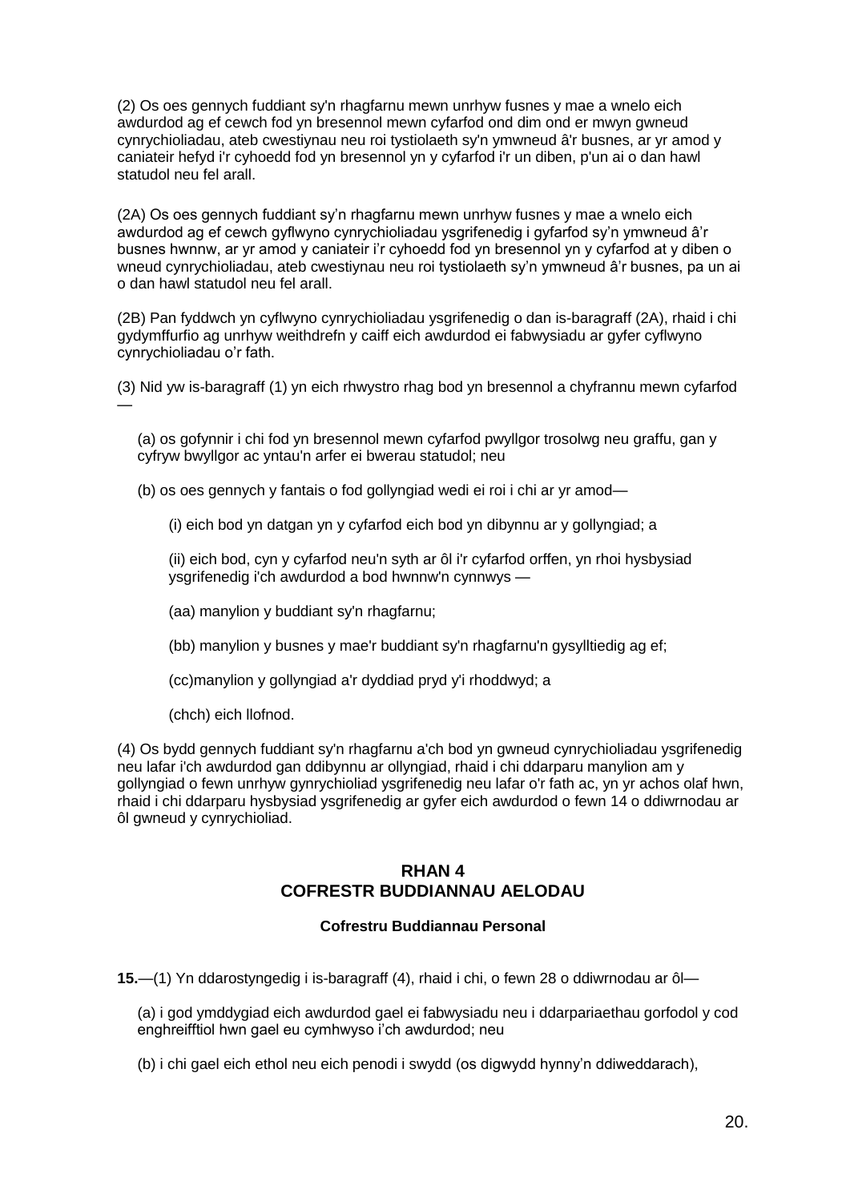(2) Os oes gennych fuddiant sy'n rhagfarnu mewn unrhyw fusnes y mae a wnelo eich awdurdod ag ef cewch fod yn bresennol mewn cyfarfod ond dim ond er mwyn gwneud cynrychioliadau, ateb cwestiynau neu roi tystiolaeth sy'n ymwneud â'r busnes, ar yr amod y caniateir hefyd i'r cyhoedd fod yn bresennol yn y cyfarfod i'r un diben, p'un ai o dan hawl statudol neu fel arall.

(2A) Os oes gennych fuddiant sy'n rhagfarnu mewn unrhyw fusnes y mae a wnelo eich awdurdod ag ef cewch gyflwyno cynrychioliadau ysgrifenedig i gyfarfod sy'n ymwneud â'r busnes hwnnw, ar yr amod y caniateir i'r cyhoedd fod yn bresennol yn y cyfarfod at y diben o wneud cynrychioliadau, ateb cwestiynau neu roi tystiolaeth sy'n ymwneud â'r busnes, pa un ai o dan hawl statudol neu fel arall.

(2B) Pan fyddwch yn cyflwyno cynrychioliadau ysgrifenedig o dan is-baragraff (2A), rhaid i chi gydymffurfio ag unrhyw weithdrefn y caiff eich awdurdod ei fabwysiadu ar gyfer cyflwyno cynrychioliadau o'r fath.

(3) Nid yw is-baragraff (1) yn eich rhwystro rhag bod yn bresennol a chyfrannu mewn cyfarfod —

(a) os gofynnir i chi fod yn bresennol mewn cyfarfod pwyllgor trosolwg neu graffu, gan y cyfryw bwyllgor ac yntau'n arfer ei bwerau statudol; neu

(b) os oes gennych y fantais o fod gollyngiad wedi ei roi i chi ar yr amod—

(i) eich bod yn datgan yn y cyfarfod eich bod yn dibynnu ar y gollyngiad; a

(ii) eich bod, cyn y cyfarfod neu'n syth ar ôl i'r cyfarfod orffen, yn rhoi hysbysiad ysgrifenedig i'ch awdurdod a bod hwnnw'n cynnwys —

(aa) manylion y buddiant sy'n rhagfarnu;

(bb) manylion y busnes y mae'r buddiant sy'n rhagfarnu'n gysylltiedig ag ef;

(cc)manylion y gollyngiad a'r dyddiad pryd y'i rhoddwyd; a

(chch) eich llofnod.

(4) Os bydd gennych fuddiant sy'n rhagfarnu a'ch bod yn gwneud cynrychioliadau ysgrifenedig neu lafar i'ch awdurdod gan ddibynnu ar ollyngiad, rhaid i chi ddarparu manylion am y gollyngiad o fewn unrhyw gynrychioliad ysgrifenedig neu lafar o'r fath ac, yn yr achos olaf hwn, rhaid i chi ddarparu hysbysiad ysgrifenedig ar gyfer eich awdurdod o fewn 14 o ddiwrnodau ar ôl gwneud y cynrychioliad.

## RHAN 4
## COFRESTR BUDDIANNAU AELODAU

### Cofrestru Buddiannau Personal

**15.**—(1) Yn ddarostyngedig i is-baragraff (4), rhaid i chi, o fewn 28 o ddiwrnodau ar ôl—

(a) i god ymddygiad eich awdurdod gael ei fabwysiadu neu i ddarpariaethau gorfodol y cod enghreifftiol hwn gael eu cymhwyso i'ch awdurdod; neu

(b) i chi gael eich ethol neu eich penodi i swydd (os digwydd hynny'n ddiweddarach),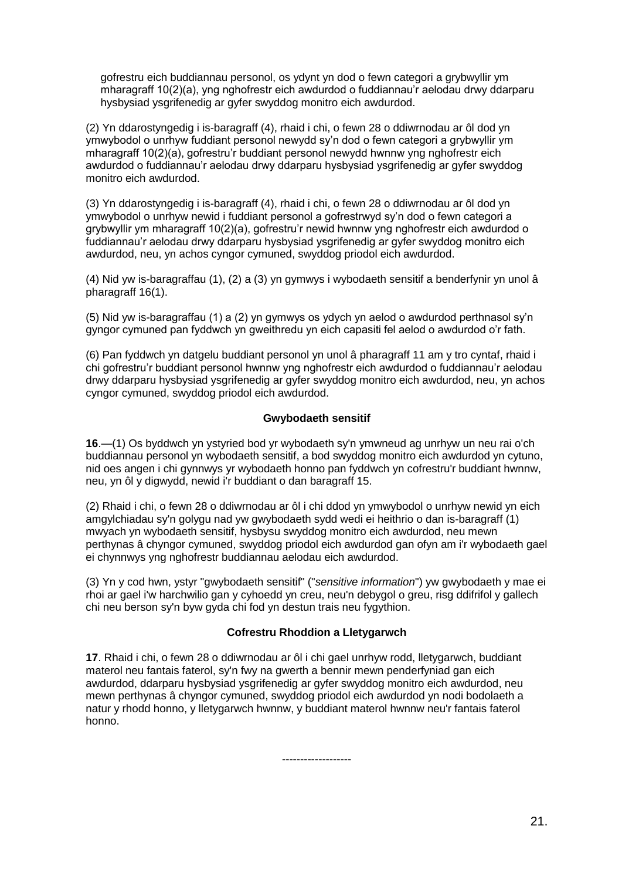gofrestru eich buddiannau personol, os ydynt yn dod o fewn categori a grybwyllir ym mharagraff 10(2)(a), yng nghofrestr eich awdurdod o fuddiannau'r aelodau drwy ddarparu hysbysiad ysgrifenedig ar gyfer swyddog monitro eich awdurdod.

(2) Yn ddarostyngedig i is-baragraff (4), rhaid i chi, o fewn 28 o ddiwrnodau ar ôl dod yn ymwybodol o unrhyw fuddiant personol newydd sy'n dod o fewn categori a grybwyllir ym mharagraff 10(2)(a), gofrestru'r buddiant personol newydd hwnnw yng nghofrestr eich awdurdod o fuddiannau'r aelodau drwy ddarparu hysbysiad ysgrifenedig ar gyfer swyddog monitro eich awdurdod.

(3) Yn ddarostyngedig i is-baragraff (4), rhaid i chi, o fewn 28 o ddiwrnodau ar ôl dod yn ymwybodol o unrhyw newid i fuddiant personol a gofrestrwyd sy'n dod o fewn categori a grybwyllir ym mharagraff 10(2)(a), gofrestru'r newid hwnnw yng nghofrestr eich awdurdod o fuddiannau'r aelodau drwy ddarparu hysbysiad ysgrifenedig ar gyfer swyddog monitro eich awdurdod, neu, yn achos cyngor cymuned, swyddog priodol eich awdurdod.

(4) Nid yw is-baragraffau (1), (2) a (3) yn gymwys i wybodaeth sensitif a benderfynir yn unol â pharagraff 16(1).

(5) Nid yw is-baragraffau (1) a (2) yn gymwys os ydych yn aelod o awdurdod perthnasol sy'n gyngor cymuned pan fyddwch yn gweithredu yn eich capasiti fel aelod o awdurdod o'r fath.

(6) Pan fyddwch yn datgelu buddiant personol yn unol â pharagraff 11 am y tro cyntaf, rhaid i chi gofrestru'r buddiant personol hwnnw yng nghofrestr eich awdurdod o fuddiannau'r aelodau drwy ddarparu hysbysiad ysgrifenedig ar gyfer swyddog monitro eich awdurdod, neu, yn achos cyngor cymuned, swyddog priodol eich awdurdod.

### Gwybodaeth sensitif

**16**.—(1) Os byddwch yn ystyried bod yr wybodaeth sy'n ymwneud ag unrhyw un neu rai o'ch buddiannau personol yn wybodaeth sensitif, a bod swyddog monitro eich awdurdod yn cytuno, nid oes angen i chi gynnwys yr wybodaeth honno pan fyddwch yn cofrestru'r buddiant hwnnw, neu, yn ôl y digwydd, newid i'r buddiant o dan baragraff 15.

(2) Rhaid i chi, o fewn 28 o ddiwrnodau ar ôl i chi ddod yn ymwybodol o unrhyw newid yn eich amgylchiadau sy'n golygu nad yw gwybodaeth sydd wedi ei heithrio o dan is-baragraff (1) mwyach yn wybodaeth sensitif, hysbysu swyddog monitro eich awdurdod, neu mewn perthynas â chyngor cymuned, swyddog priodol eich awdurdod gan ofyn am i'r wybodaeth gael ei chynnwys yng nghofrestr buddiannau aelodau eich awdurdod.

(3) Yn y cod hwn, ystyr "gwybodaeth sensitif" ("*sensitive information*") yw gwybodaeth y mae ei rhoi ar gael i'w harchwilio gan y cyhoedd yn creu, neu'n debygol o greu, risg ddifrifol y gallech chi neu berson sy'n byw gyda chi fod yn destun trais neu fygythion.

### Cofrestru Rhoddion a Lletygarwch

**17**. Rhaid i chi, o fewn 28 o ddiwrnodau ar ôl i chi gael unrhyw rodd, lletygarwch, buddiant materol neu fantais faterol, sy'n fwy na gwerth a bennir mewn penderfyniad gan eich awdurdod, ddarparu hysbysiad ysgrifenedig ar gyfer swyddog monitro eich awdurdod, neu mewn perthynas â chyngor cymuned, swyddog priodol eich awdurdod yn nodi bodolaeth a natur y rhodd honno, y lletygarwch hwnnw, y buddiant materol hwnnw neu'r fantais faterol honno.

-------------------